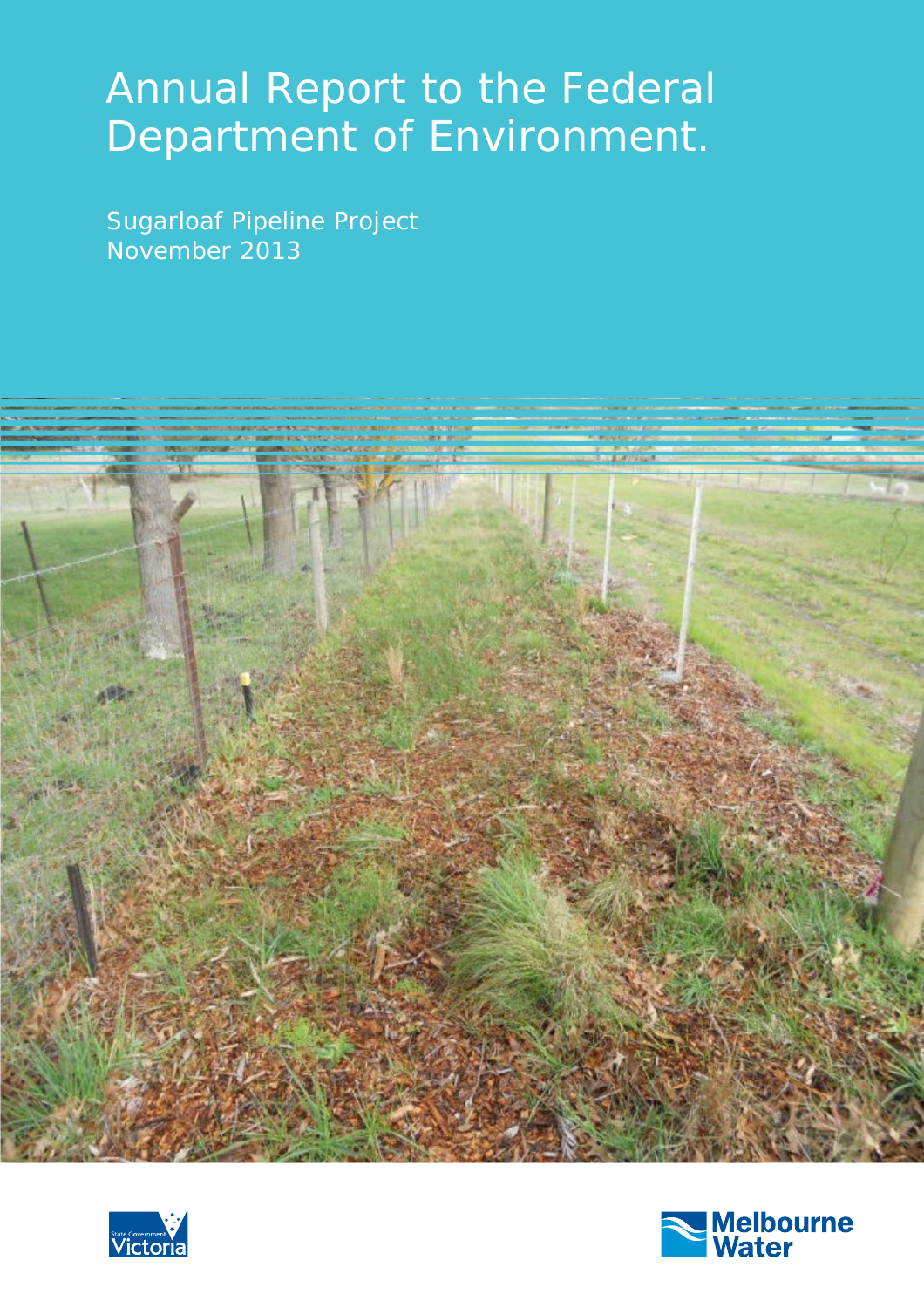# Annual Report to the Federal Department of Environment.

Sugarloaf Pipeline Project
November 2013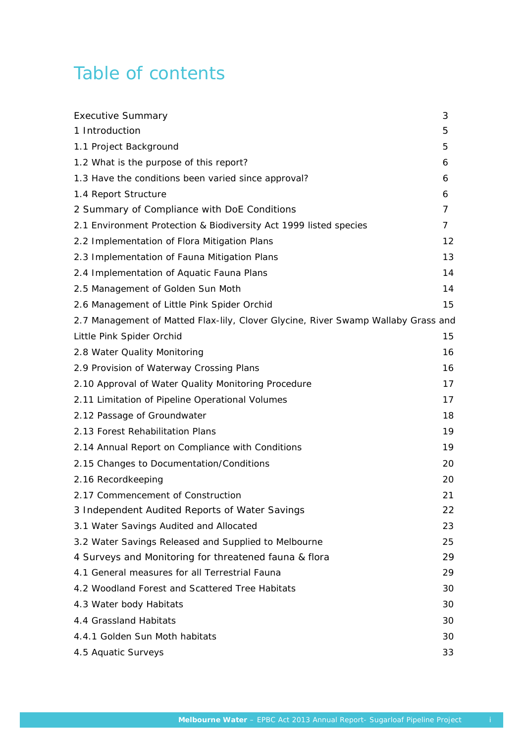# Table of contents

| | |
|---|---|
| Executive Summary | 3 |
| 1 Introduction | 5 |
| 1.1 Project Background | 5 |
| 1.2 What is the purpose of this report? | 6 |
| 1.3 Have the conditions been varied since approval? | 6 |
| 1.4 Report Structure | 6 |
| 2 Summary of Compliance with DoE Conditions | 7 |
| 2.1 Environment Protection & Biodiversity Act 1999 listed species | 7 |
| 2.2 Implementation of Flora Mitigation Plans | 12 |
| 2.3 Implementation of Fauna Mitigation Plans | 13 |
| 2.4 Implementation of Aquatic Fauna Plans | 14 |
| 2.5 Management of Golden Sun Moth | 14 |
| 2.6 Management of Little Pink Spider Orchid | 15 |
| 2.7 Management of Matted Flax-lily, Clover Glycine, River Swamp Wallaby Grass and Little Pink Spider Orchid | 15 |
| 2.8 Water Quality Monitoring | 16 |
| 2.9 Provision of Waterway Crossing Plans | 16 |
| 2.10 Approval of Water Quality Monitoring Procedure | 17 |
| 2.11 Limitation of Pipeline Operational Volumes | 17 |
| 2.12 Passage of Groundwater | 18 |
| 2.13 Forest Rehabilitation Plans | 19 |
| 2.14 Annual Report on Compliance with Conditions | 19 |
| 2.15 Changes to Documentation/Conditions | 20 |
| 2.16 Recordkeeping | 20 |
| 2.17 Commencement of Construction | 21 |
| 3 Independent Audited Reports of Water Savings | 22 |
| 3.1 Water Savings Audited and Allocated | 23 |
| 3.2 Water Savings Released and Supplied to Melbourne | 25 |
| 4 Surveys and Monitoring for threatened fauna & flora | 29 |
| 4.1 General measures for all Terrestrial Fauna | 29 |
| 4.2 Woodland Forest and Scattered Tree Habitats | 30 |
| 4.3 Water body Habitats | 30 |
| 4.4 Grassland Habitats | 30 |
| 4.4.1 Golden Sun Moth habitats | 30 |
| 4.5 Aquatic Surveys | 33 |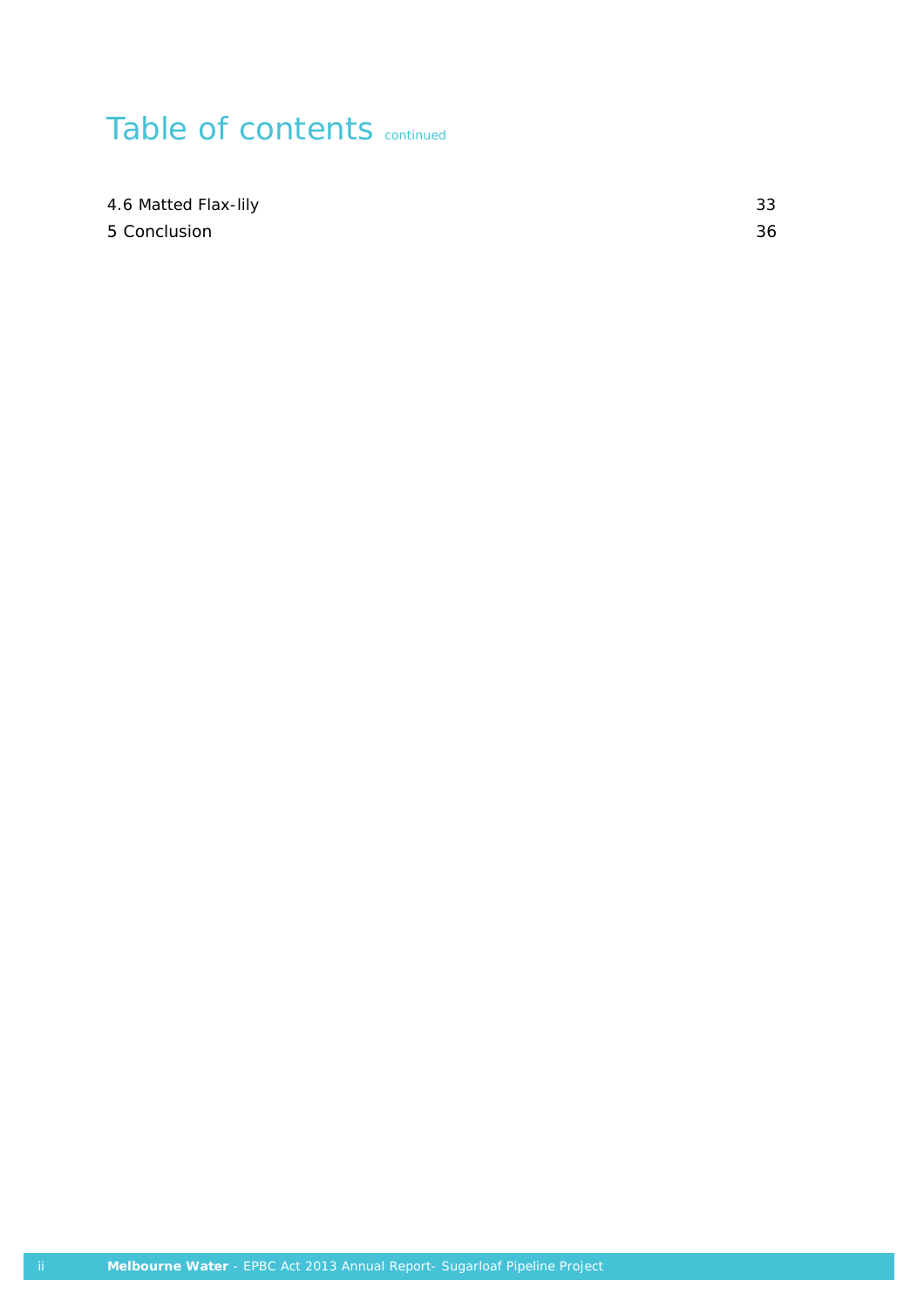# Table of contents *continued*

| | |
|---|---|
| 4.6 Matted Flax-lily | 33 |
| 5 Conclusion | 36 |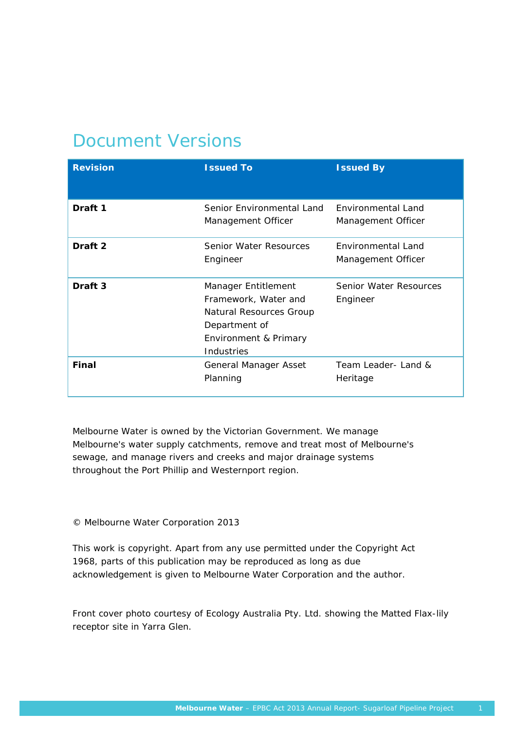# Document Versions

| Revision | Issued To | Issued By |
|---|---|---|
| **Draft 1** | Senior Environmental Land Management Officer | Environmental Land Management Officer |
| **Draft 2** | Senior Water Resources Engineer | Environmental Land Management Officer |
| **Draft 3** | Manager Entitlement Framework, Water and Natural Resources Group Department of Environment & Primary Industries | Senior Water Resources Engineer |
| **Final** | General Manager Asset Planning | Team Leader- Land & Heritage |

Melbourne Water is owned by the Victorian Government. We manage Melbourne's water supply catchments, remove and treat most of Melbourne's sewage, and manage rivers and creeks and major drainage systems throughout the Port Phillip and Westernport region.

© Melbourne Water Corporation 2013

This work is copyright. Apart from any use permitted under the Copyright Act 1968, parts of this publication may be reproduced as long as due acknowledgement is given to Melbourne Water Corporation and the author.

Front cover photo courtesy of Ecology Australia Pty. Ltd. showing the Matted Flax-lily receptor site in Yarra Glen.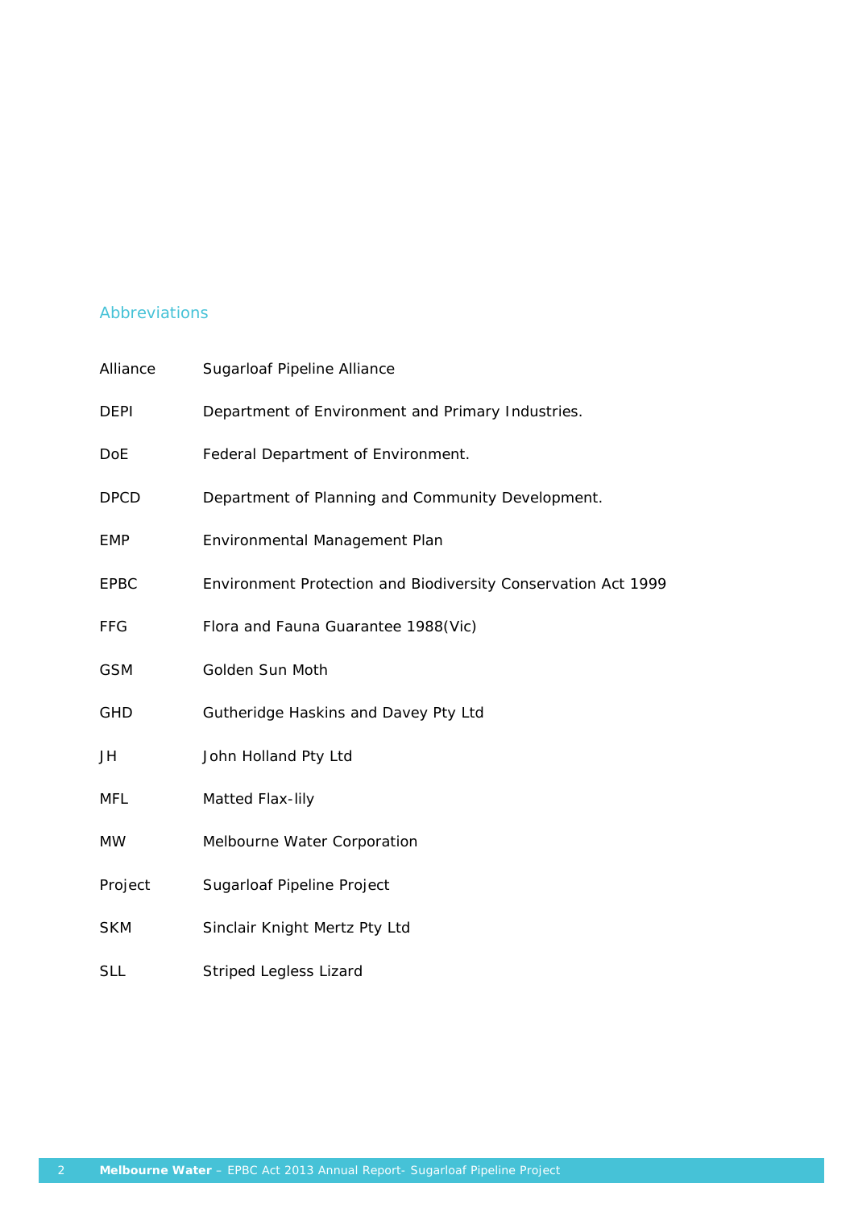## Abbreviations

| | |
|---|---|
| Alliance | Sugarloaf Pipeline Alliance |
| DEPI | Department of Environment and Primary Industries. |
| DoE | Federal Department of Environment. |
| DPCD | Department of Planning and Community Development. |
| EMP | Environmental Management Plan |
| EPBC | Environment Protection and Biodiversity Conservation Act 1999 |
| FFG | Flora and Fauna Guarantee 1988(Vic) |
| GSM | Golden Sun Moth |
| GHD | Gutheridge Haskins and Davey Pty Ltd |
| JH | John Holland Pty Ltd |
| MFL | Matted Flax-lily |
| MW | Melbourne Water Corporation |
| Project | Sugarloaf Pipeline Project |
| SKM | Sinclair Knight Mertz Pty Ltd |
| SLL | Striped Legless Lizard |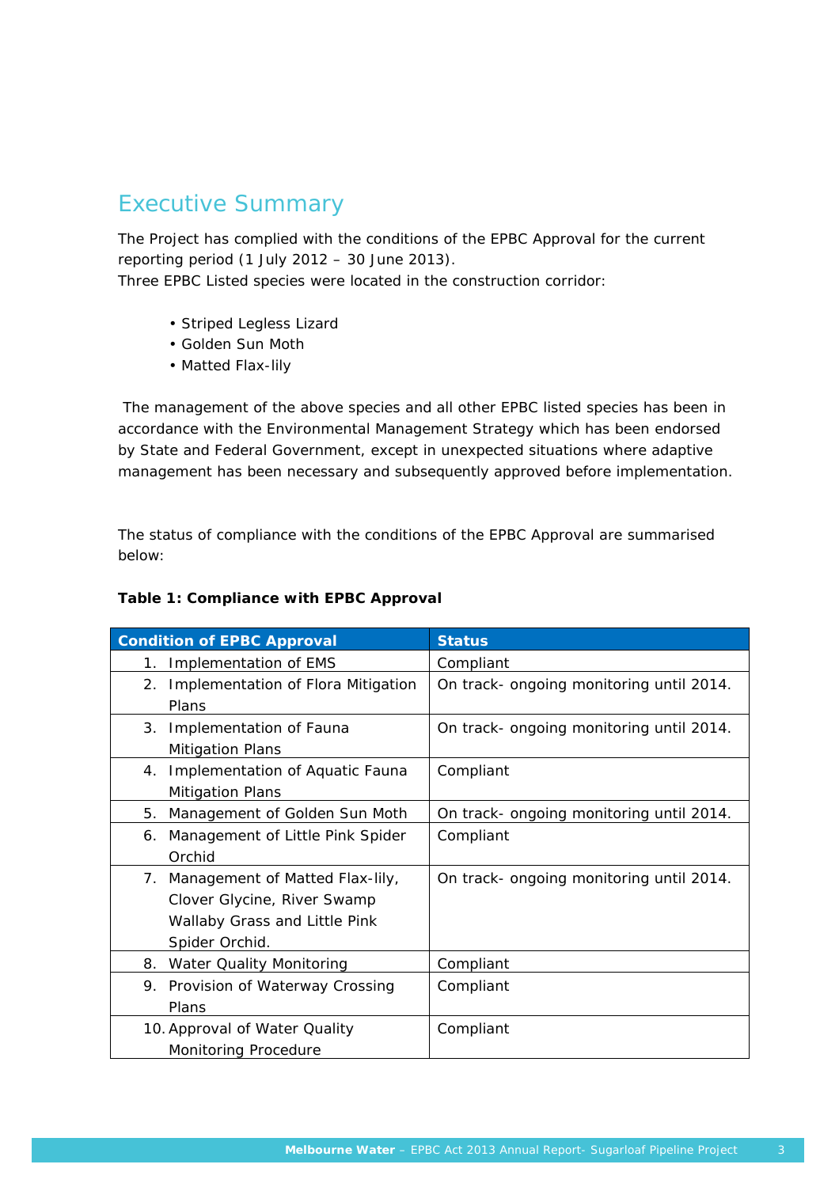# Executive Summary

The Project has complied with the conditions of the EPBC Approval for the current reporting period (1 July 2012 – 30 June 2013).
Three EPBC Listed species were located in the construction corridor:

- Striped Legless Lizard
- Golden Sun Moth
- Matted Flax-lily

The management of the above species and all other EPBC listed species has been in accordance with the Environmental Management Strategy which has been endorsed by State and Federal Government, except in unexpected situations where adaptive management has been necessary and subsequently approved before implementation.

The status of compliance with the conditions of the EPBC Approval are summarised below:

**Table 1: Compliance with EPBC Approval**

| Condition of EPBC Approval | Status |
|---|---|
| 1. Implementation of EMS | Compliant |
| 2. Implementation of Flora Mitigation Plans | On track- ongoing monitoring until 2014. |
| 3. Implementation of Fauna Mitigation Plans | On track- ongoing monitoring until 2014. |
| 4. Implementation of Aquatic Fauna Mitigation Plans | Compliant |
| 5. Management of Golden Sun Moth | On track- ongoing monitoring until 2014. |
| 6. Management of Little Pink Spider Orchid | Compliant |
| 7. Management of Matted Flax-lily, Clover Glycine, River Swamp Wallaby Grass and Little Pink Spider Orchid. | On track- ongoing monitoring until 2014. |
| 8. Water Quality Monitoring | Compliant |
| 9. Provision of Waterway Crossing Plans | Compliant |
| 10. Approval of Water Quality Monitoring Procedure | Compliant |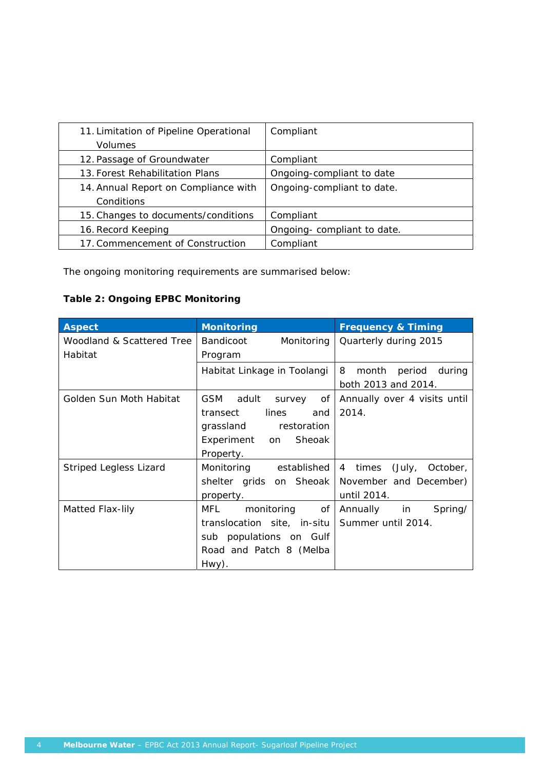| | |
|---|---|
| 11. Limitation of Pipeline Operational Volumes | Compliant |
| 12. Passage of Groundwater | Compliant |
| 13. Forest Rehabilitation Plans | Ongoing-compliant to date |
| 14. Annual Report on Compliance with Conditions | Ongoing-compliant to date. |
| 15. Changes to documents/conditions | Compliant |
| 16. Record Keeping | Ongoing- compliant to date. |
| 17. Commencement of Construction | Compliant |

The ongoing monitoring requirements are summarised below:

**Table 2: Ongoing EPBC Monitoring**

| Aspect | Monitoring | Frequency & Timing |
|---|---|---|
| Woodland & Scattered Tree Habitat | Bandicoot Monitoring Program | Quarterly during 2015 |
| | Habitat Linkage in Toolangi | 8 month period during both 2013 and 2014. |
| Golden Sun Moth Habitat | GSM adult survey of transect lines and grassland restoration Experiment on Sheoak Property. | Annually over 4 visits until 2014. |
| Striped Legless Lizard | Monitoring established shelter grids on Sheoak property. | 4 times (July, October, November and December) until 2014. |
| Matted Flax-lily | MFL monitoring of translocation site, in-situ sub populations on Gulf Road and Patch 8 (Melba Hwy). | Annually in Spring/ Summer until 2014. |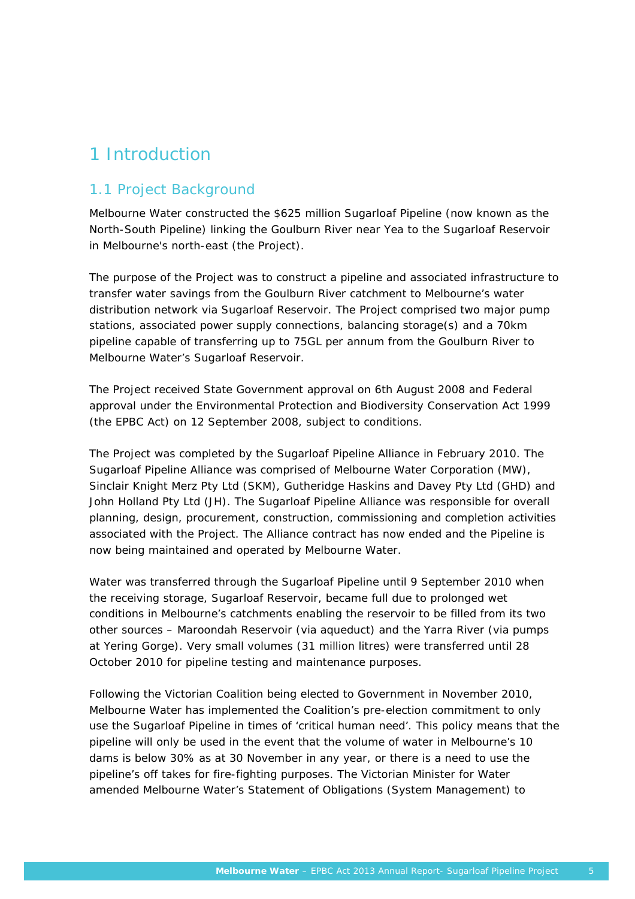# 1 Introduction

## 1.1 Project Background

Melbourne Water constructed the $625 million Sugarloaf Pipeline (now known as the North-South Pipeline) linking the Goulburn River near Yea to the Sugarloaf Reservoir in Melbourne's north-east (the Project).

The purpose of the Project was to construct a pipeline and associated infrastructure to transfer water savings from the Goulburn River catchment to Melbourne's water distribution network via Sugarloaf Reservoir. The Project comprised two major pump stations, associated power supply connections, balancing storage(s) and a 70km pipeline capable of transferring up to 75GL per annum from the Goulburn River to Melbourne Water's Sugarloaf Reservoir.

The Project received State Government approval on 6th August 2008 and Federal approval under the Environmental Protection and Biodiversity Conservation Act 1999 (the EPBC Act) on 12 September 2008, subject to conditions.

The Project was completed by the Sugarloaf Pipeline Alliance in February 2010. The Sugarloaf Pipeline Alliance was comprised of Melbourne Water Corporation (MW), Sinclair Knight Merz Pty Ltd (SKM), Gutheridge Haskins and Davey Pty Ltd (GHD) and John Holland Pty Ltd (JH). The Sugarloaf Pipeline Alliance was responsible for overall planning, design, procurement, construction, commissioning and completion activities associated with the Project. The Alliance contract has now ended and the Pipeline is now being maintained and operated by Melbourne Water.

Water was transferred through the Sugarloaf Pipeline until 9 September 2010 when the receiving storage, Sugarloaf Reservoir, became full due to prolonged wet conditions in Melbourne's catchments enabling the reservoir to be filled from its two other sources – Maroondah Reservoir (via aqueduct) and the Yarra River (via pumps at Yering Gorge). Very small volumes (31 million litres) were transferred until 28 October 2010 for pipeline testing and maintenance purposes.

Following the Victorian Coalition being elected to Government in November 2010, Melbourne Water has implemented the Coalition's pre-election commitment to only use the Sugarloaf Pipeline in times of 'critical human need'. This policy means that the pipeline will only be used in the event that the volume of water in Melbourne's 10 dams is below 30% as at 30 November in any year, or there is a need to use the pipeline's off takes for fire-fighting purposes. The Victorian Minister for Water amended Melbourne Water's Statement of Obligations (System Management) to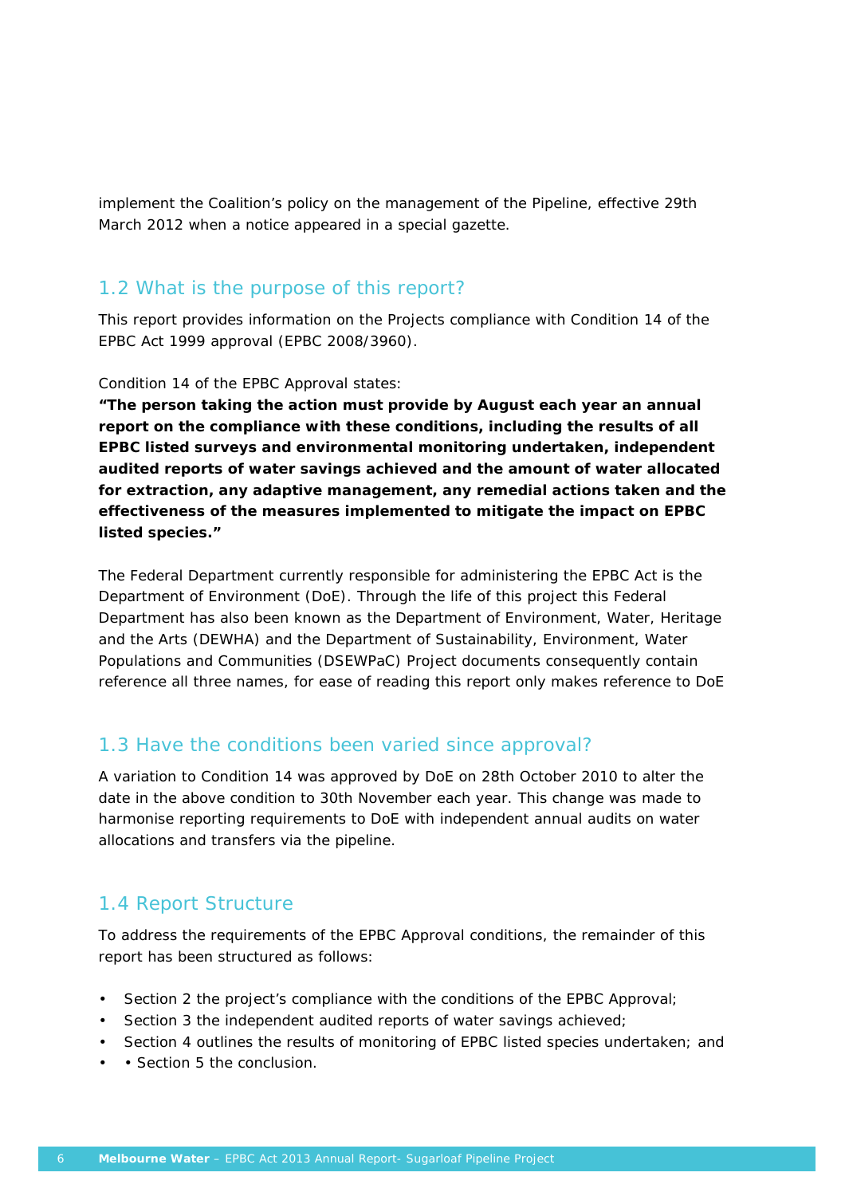implement the Coalition's policy on the management of the Pipeline, effective 29th March 2012 when a notice appeared in a special gazette.

## 1.2 What is the purpose of this report?

This report provides information on the Projects compliance with Condition 14 of the EPBC Act 1999 approval (EPBC 2008/3960).

Condition 14 of the EPBC Approval states:
**"The person taking the action must provide by August each year an annual report on the compliance with these conditions, including the results of all EPBC listed surveys and environmental monitoring undertaken, independent audited reports of water savings achieved and the amount of water allocated for extraction, any adaptive management, any remedial actions taken and the effectiveness of the measures implemented to mitigate the impact on EPBC listed species."**

The Federal Department currently responsible for administering the EPBC Act is the Department of Environment (DoE). Through the life of this project this Federal Department has also been known as the Department of Environment, Water, Heritage and the Arts (DEWHA) and the Department of Sustainability, Environment, Water Populations and Communities (DSEWPaC) Project documents consequently contain reference all three names, for ease of reading this report only makes reference to DoE

## 1.3 Have the conditions been varied since approval?

A variation to Condition 14 was approved by DoE on 28th October 2010 to alter the date in the above condition to 30th November each year. This change was made to harmonise reporting requirements to DoE with independent annual audits on water allocations and transfers via the pipeline.

## 1.4 Report Structure

To address the requirements of the EPBC Approval conditions, the remainder of this report has been structured as follows:

- Section 2 the project's compliance with the conditions of the EPBC Approval;
- Section 3 the independent audited reports of water savings achieved;
- Section 4 outlines the results of monitoring of EPBC listed species undertaken; and
- • Section 5 the conclusion.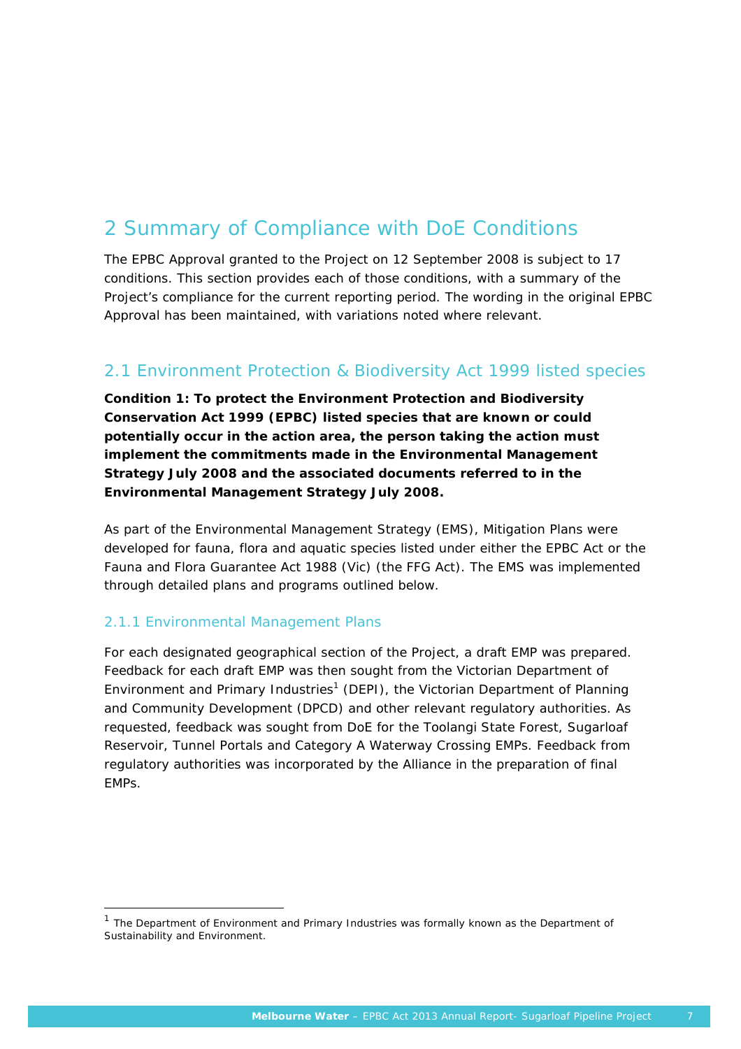# 2 Summary of Compliance with DoE Conditions

The EPBC Approval granted to the Project on 12 September 2008 is subject to 17 conditions. This section provides each of those conditions, with a summary of the Project's compliance for the current reporting period. The wording in the original EPBC Approval has been maintained, with variations noted where relevant.

## 2.1 Environment Protection & Biodiversity Act 1999 listed species

**Condition 1: To protect the Environment Protection and Biodiversity Conservation Act 1999 (EPBC) listed species that are known or could potentially occur in the action area, the person taking the action must implement the commitments made in the Environmental Management Strategy July 2008 and the associated documents referred to in the Environmental Management Strategy July 2008.**

As part of the Environmental Management Strategy (EMS), Mitigation Plans were developed for fauna, flora and aquatic species listed under either the EPBC Act or the Fauna and Flora Guarantee Act 1988 (Vic) (the FFG Act). The EMS was implemented through detailed plans and programs outlined below.

### 2.1.1 Environmental Management Plans

For each designated geographical section of the Project, a draft EMP was prepared. Feedback for each draft EMP was then sought from the Victorian Department of Environment and Primary Industries[1] (DEPI), the Victorian Department of Planning and Community Development (DPCD) and other relevant regulatory authorities. As requested, feedback was sought from DoE for the Toolangi State Forest, Sugarloaf Reservoir, Tunnel Portals and Category A Waterway Crossing EMPs. Feedback from regulatory authorities was incorporated by the Alliance in the preparation of final EMPs.

[1] The Department of Environment and Primary Industries was formally known as the Department of Sustainability and Environment.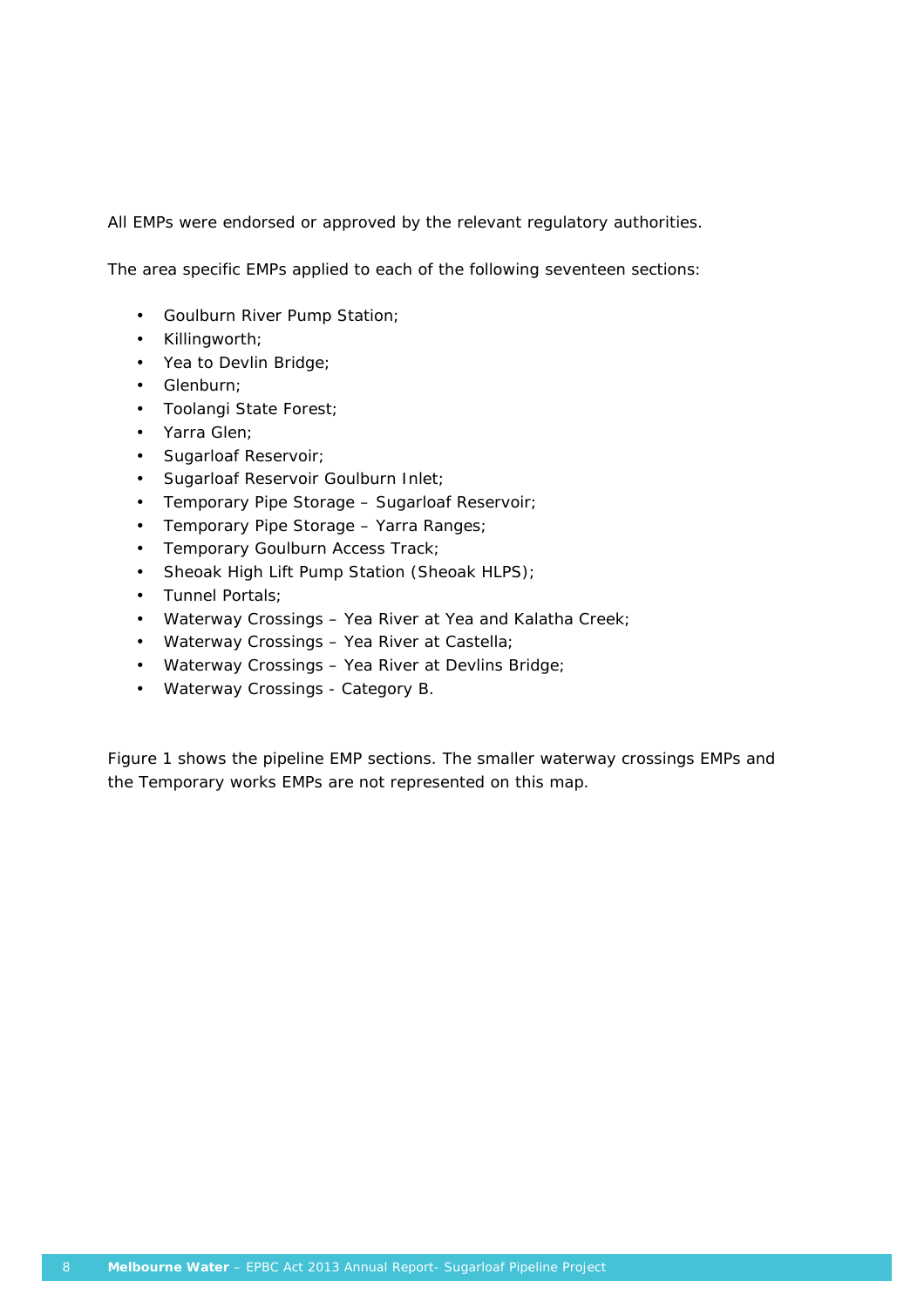All EMPs were endorsed or approved by the relevant regulatory authorities.

The area specific EMPs applied to each of the following seventeen sections:

- Goulburn River Pump Station;
- Killingworth;
- Yea to Devlin Bridge;
- Glenburn;
- Toolangi State Forest;
- Yarra Glen;
- Sugarloaf Reservoir;
- Sugarloaf Reservoir Goulburn Inlet;
- Temporary Pipe Storage – Sugarloaf Reservoir;
- Temporary Pipe Storage – Yarra Ranges;
- Temporary Goulburn Access Track;
- Sheoak High Lift Pump Station (Sheoak HLPS);
- Tunnel Portals;
- Waterway Crossings – Yea River at Yea and Kalatha Creek;
- Waterway Crossings – Yea River at Castella;
- Waterway Crossings – Yea River at Devlins Bridge;
- Waterway Crossings - Category B.

Figure 1 shows the pipeline EMP sections. The smaller waterway crossings EMPs and the Temporary works EMPs are not represented on this map.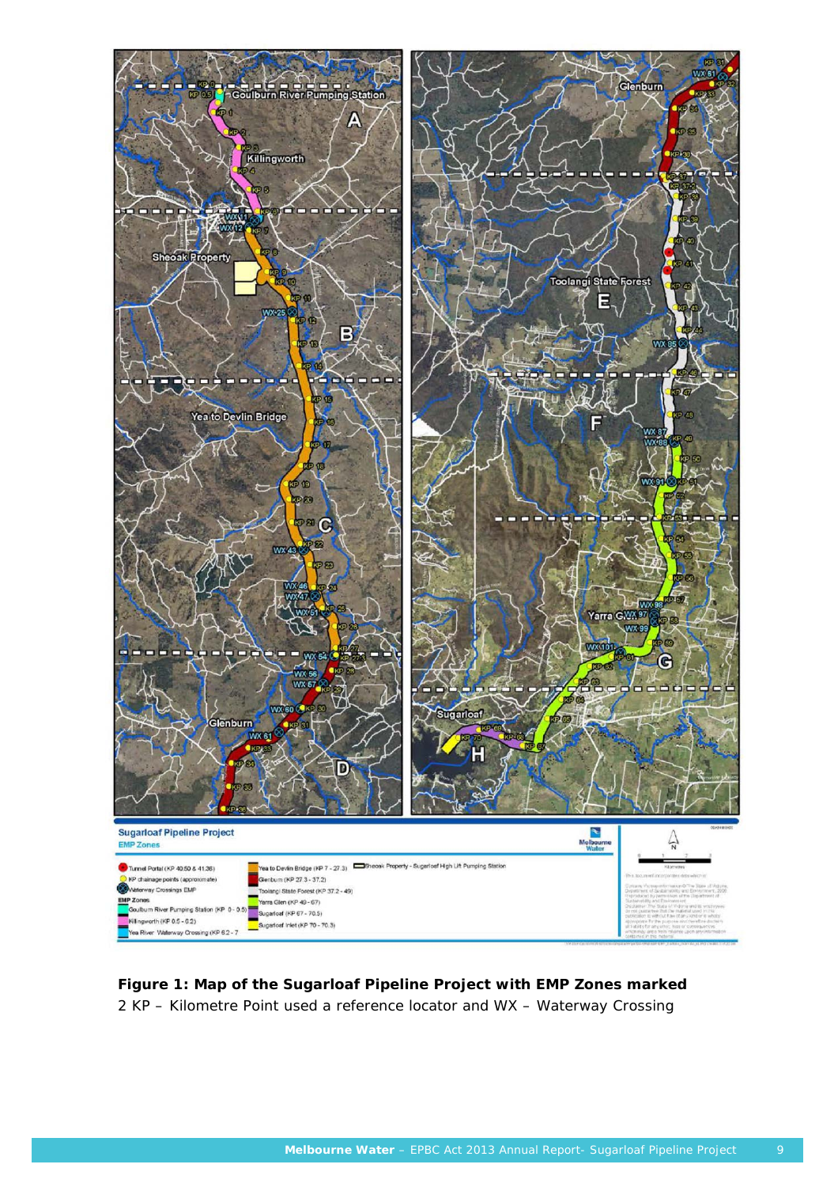**Figure 1: Map of the Sugarloaf Pipeline Project with EMP Zones marked**

2 KP – Kilometre Point used a reference locator and WX – Waterway Crossing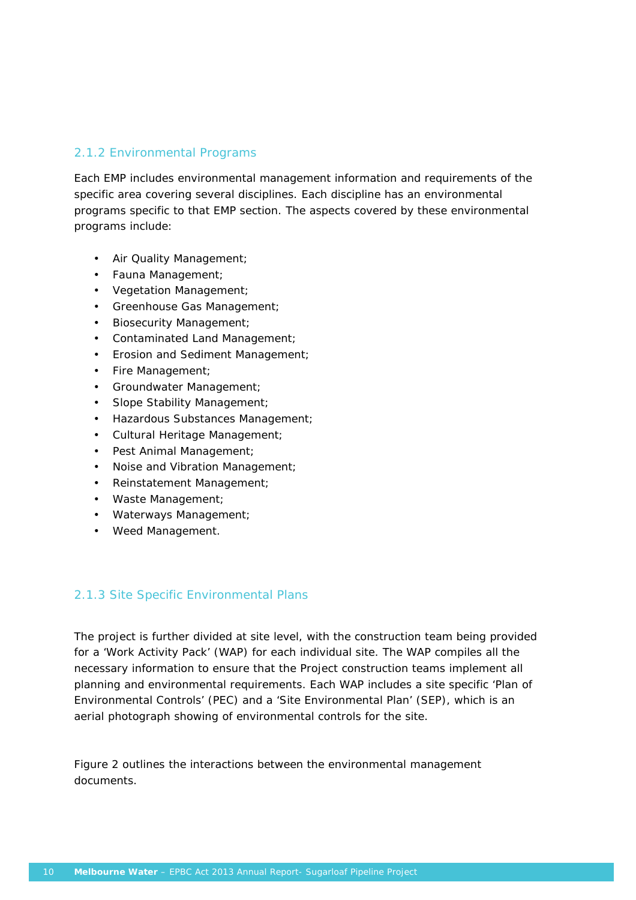### 2.1.2 Environmental Programs

Each EMP includes environmental management information and requirements of the specific area covering several disciplines. Each discipline has an environmental programs specific to that EMP section. The aspects covered by these environmental programs include:

- Air Quality Management;
- Fauna Management;
- Vegetation Management;
- Greenhouse Gas Management;
- Biosecurity Management;
- Contaminated Land Management;
- Erosion and Sediment Management;
- Fire Management;
- Groundwater Management;
- Slope Stability Management;
- Hazardous Substances Management;
- Cultural Heritage Management;
- Pest Animal Management;
- Noise and Vibration Management;
- Reinstatement Management;
- Waste Management;
- Waterways Management;
- Weed Management.

### 2.1.3 Site Specific Environmental Plans

The project is further divided at site level, with the construction team being provided for a 'Work Activity Pack' (WAP) for each individual site. The WAP compiles all the necessary information to ensure that the Project construction teams implement all planning and environmental requirements. Each WAP includes a site specific 'Plan of Environmental Controls' (PEC) and a 'Site Environmental Plan' (SEP), which is an aerial photograph showing of environmental controls for the site.

Figure 2 outlines the interactions between the environmental management documents.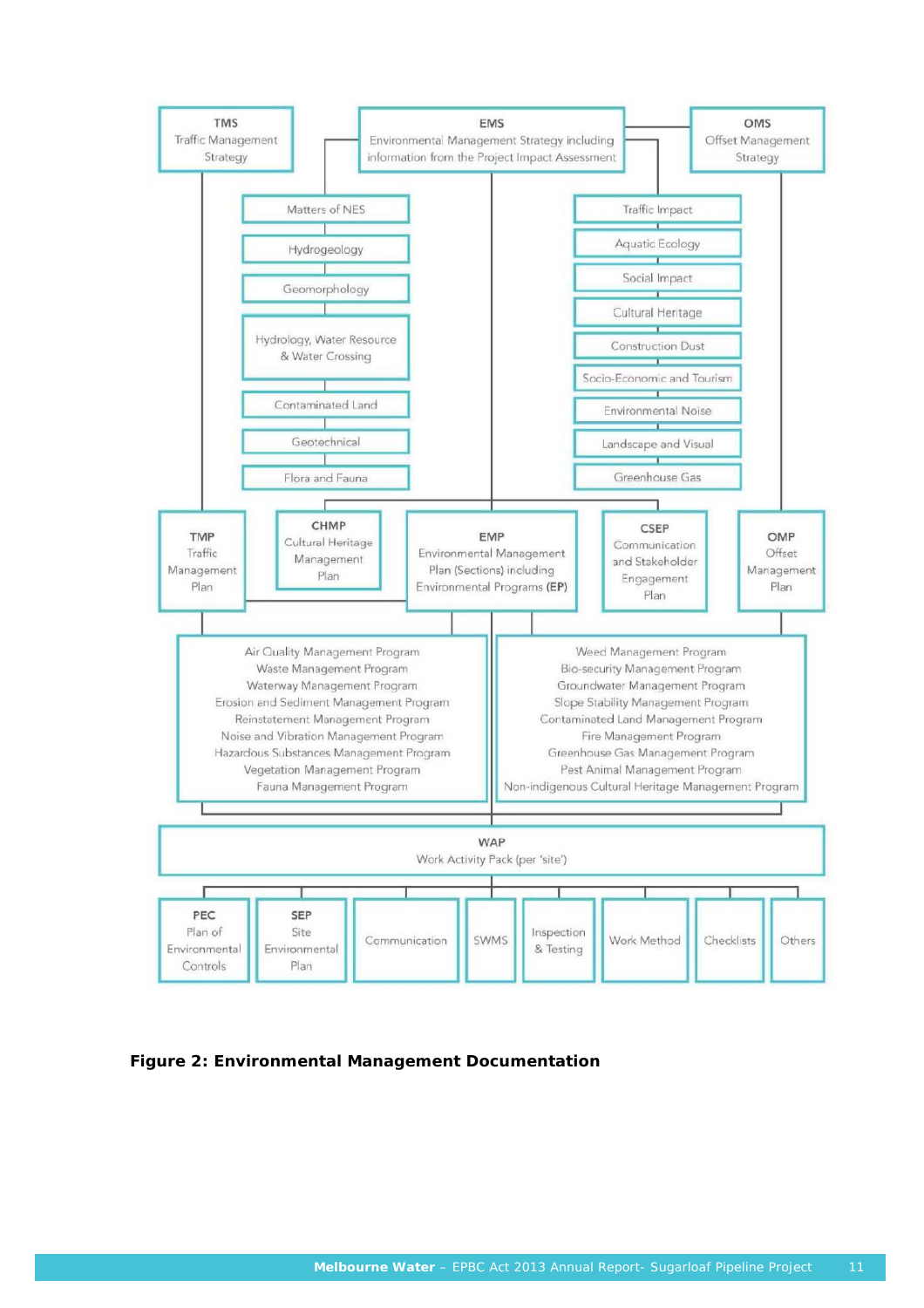**TMS**
Traffic Management Strategy

**EMS**
Environmental Management Strategy including information from the Project Impact Assessment

**OMS**
Offset Management Strategy

- Matters of NES
- Hydrogeology
- Geomorphology
- Hydrology, Water Resource & Water Crossing
- Contaminated Land
- Geotechnical
- Flora and Fauna

- Traffic Impact
- Aquatic Ecology
- Social Impact
- Cultural Heritage
- Construction Dust
- Socio-Economic and Tourism
- Environmental Noise
- Landscape and Visual
- Greenhouse Gas

**TMP**
Traffic Management Plan

**CHMP**
Cultural Heritage Management Plan

**EMP**
Environmental Management Plan (Sections) including Environmental Programs (**EP**)

**CSEP**
Communication and Stakeholder Engagement Plan

**OMP**
Offset Management Plan

- Air Quality Management Program
- Waste Management Program
- Waterway Management Program
- Erosion and Sediment Management Program
- Reinstatement Management Program
- Noise and Vibration Management Program
- Hazardous Substances Management Program
- Vegetation Management Program
- Fauna Management Program

- Weed Management Program
- Bio-security Management Program
- Groundwater Management Program
- Slope Stability Management Program
- Contaminated Land Management Program
- Fire Management Program
- Greenhouse Gas Management Program
- Pest Animal Management Program
- Non-indigenous Cultural Heritage Management Program

**WAP**
Work Activity Pack (per 'site')

- **PEC** Plan of Environmental Controls
- **SEP** Site Environmental Plan
- Communication
- SWMS
- Inspection & Testing
- Work Method
- Checklists
- Others

**Figure 2: Environmental Management Documentation**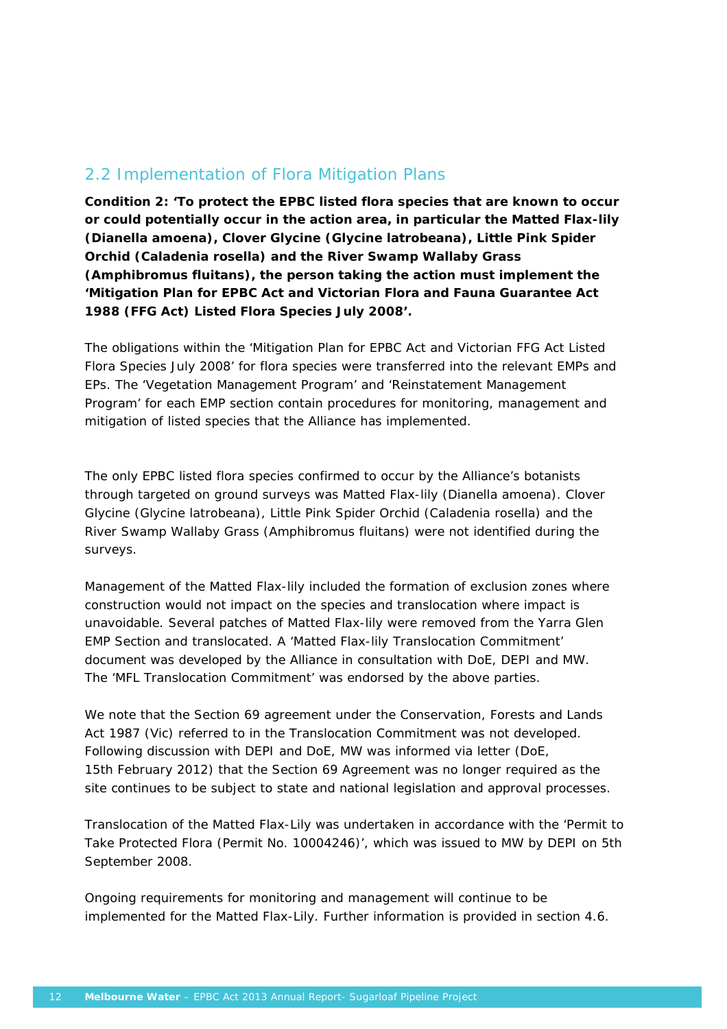## 2.2 Implementation of Flora Mitigation Plans

**Condition 2: 'To protect the EPBC listed flora species that are known to occur or could potentially occur in the action area, in particular the Matted Flax-lily (Dianella amoena), Clover Glycine (Glycine latrobeana), Little Pink Spider Orchid (Caladenia rosella) and the River Swamp Wallaby Grass (Amphibromus fluitans), the person taking the action must implement the 'Mitigation Plan for EPBC Act and Victorian Flora and Fauna Guarantee Act 1988 (FFG Act) Listed Flora Species July 2008'.**

The obligations within the 'Mitigation Plan for EPBC Act and Victorian FFG Act Listed Flora Species July 2008' for flora species were transferred into the relevant EMPs and EPs. The 'Vegetation Management Program' and 'Reinstatement Management Program' for each EMP section contain procedures for monitoring, management and mitigation of listed species that the Alliance has implemented.

The only EPBC listed flora species confirmed to occur by the Alliance's botanists through targeted on ground surveys was Matted Flax-lily (Dianella amoena). Clover Glycine (Glycine latrobeana), Little Pink Spider Orchid (Caladenia rosella) and the River Swamp Wallaby Grass (Amphibromus fluitans) were not identified during the surveys.

Management of the Matted Flax-lily included the formation of exclusion zones where construction would not impact on the species and translocation where impact is unavoidable. Several patches of Matted Flax-lily were removed from the Yarra Glen EMP Section and translocated. A 'Matted Flax-lily Translocation Commitment' document was developed by the Alliance in consultation with DoE, DEPI and MW. The 'MFL Translocation Commitment' was endorsed by the above parties.

We note that the Section 69 agreement under the Conservation, Forests and Lands Act 1987 (Vic) referred to in the Translocation Commitment was not developed. Following discussion with DEPI and DoE, MW was informed via letter (DoE, 15th February 2012) that the Section 69 Agreement was no longer required as the site continues to be subject to state and national legislation and approval processes.

Translocation of the Matted Flax-Lily was undertaken in accordance with the 'Permit to Take Protected Flora (Permit No. 10004246)', which was issued to MW by DEPI on 5th September 2008.

Ongoing requirements for monitoring and management will continue to be implemented for the Matted Flax-Lily. Further information is provided in section 4.6.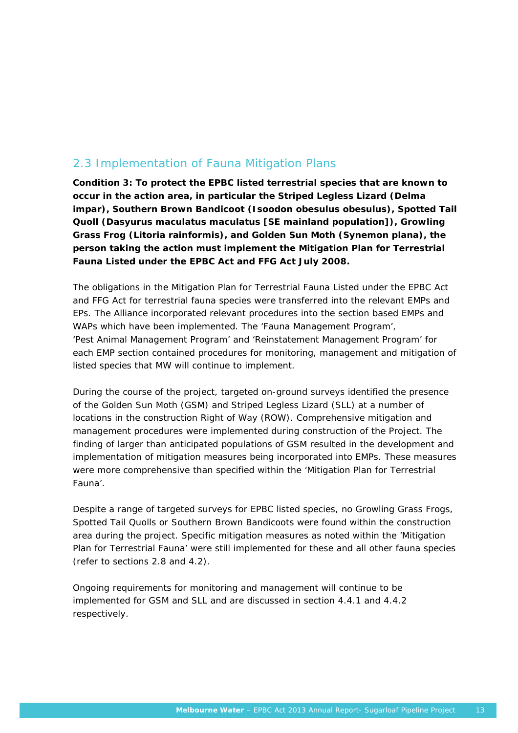## 2.3 Implementation of Fauna Mitigation Plans

**Condition 3: To protect the EPBC listed terrestrial species that are known to occur in the action area, in particular the Striped Legless Lizard (Delma impar), Southern Brown Bandicoot (Isoodon obesulus obesulus), Spotted Tail Quoll (Dasyurus maculatus maculatus [SE mainland population]), Growling Grass Frog (Litoria rainformis), and Golden Sun Moth (Synemon plana), the person taking the action must implement the Mitigation Plan for Terrestrial Fauna Listed under the EPBC Act and FFG Act July 2008.**

The obligations in the Mitigation Plan for Terrestrial Fauna Listed under the EPBC Act and FFG Act for terrestrial fauna species were transferred into the relevant EMPs and EPs. The Alliance incorporated relevant procedures into the section based EMPs and WAPs which have been implemented. The 'Fauna Management Program', 'Pest Animal Management Program' and 'Reinstatement Management Program' for each EMP section contained procedures for monitoring, management and mitigation of listed species that MW will continue to implement.

During the course of the project, targeted on-ground surveys identified the presence of the Golden Sun Moth (GSM) and Striped Legless Lizard (SLL) at a number of locations in the construction Right of Way (ROW). Comprehensive mitigation and management procedures were implemented during construction of the Project. The finding of larger than anticipated populations of GSM resulted in the development and implementation of mitigation measures being incorporated into EMPs. These measures were more comprehensive than specified within the 'Mitigation Plan for Terrestrial Fauna'.

Despite a range of targeted surveys for EPBC listed species, no Growling Grass Frogs, Spotted Tail Quolls or Southern Brown Bandicoots were found within the construction area during the project. Specific mitigation measures as noted within the 'Mitigation Plan for Terrestrial Fauna' were still implemented for these and all other fauna species (refer to sections 2.8 and 4.2).

Ongoing requirements for monitoring and management will continue to be implemented for GSM and SLL and are discussed in section 4.4.1 and 4.4.2 respectively.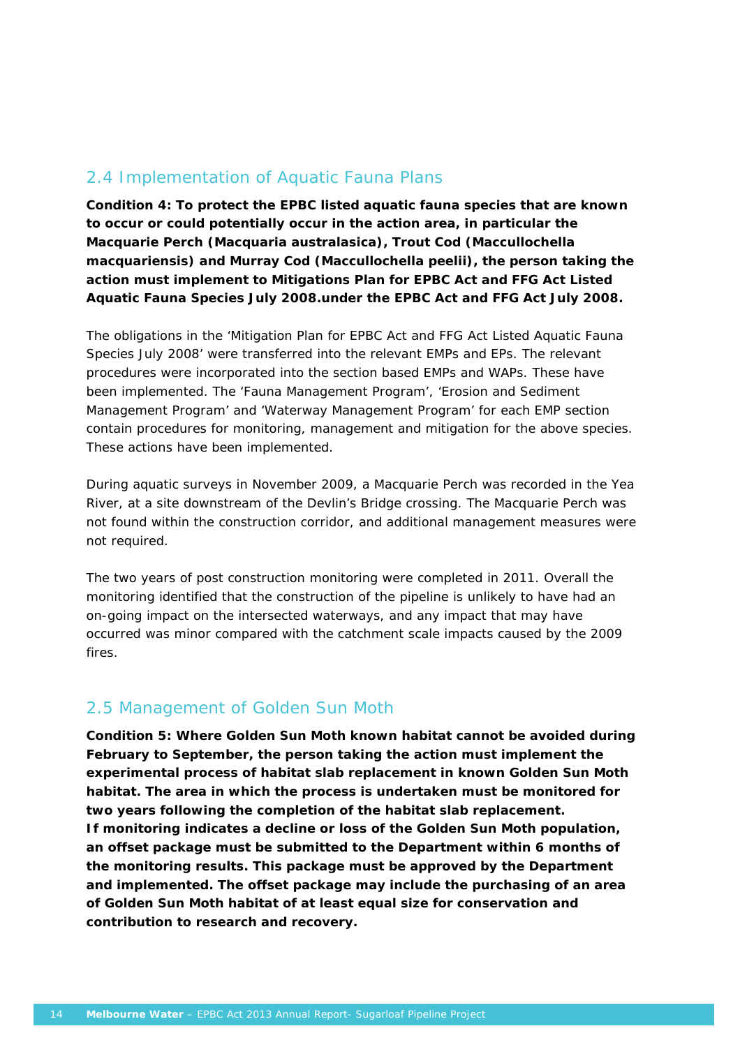## 2.4 Implementation of Aquatic Fauna Plans

**Condition 4: To protect the EPBC listed aquatic fauna species that are known to occur or could potentially occur in the action area, in particular the Macquarie Perch (Macquaria australasica), Trout Cod (Maccullochella macquariensis) and Murray Cod (Maccullochella peelii), the person taking the action must implement to Mitigations Plan for EPBC Act and FFG Act Listed Aquatic Fauna Species July 2008.under the EPBC Act and FFG Act July 2008.**

The obligations in the 'Mitigation Plan for EPBC Act and FFG Act Listed Aquatic Fauna Species July 2008' were transferred into the relevant EMPs and EPs. The relevant procedures were incorporated into the section based EMPs and WAPs. These have been implemented. The 'Fauna Management Program', 'Erosion and Sediment Management Program' and 'Waterway Management Program' for each EMP section contain procedures for monitoring, management and mitigation for the above species. These actions have been implemented.

During aquatic surveys in November 2009, a Macquarie Perch was recorded in the Yea River, at a site downstream of the Devlin's Bridge crossing. The Macquarie Perch was not found within the construction corridor, and additional management measures were not required.

The two years of post construction monitoring were completed in 2011. Overall the monitoring identified that the construction of the pipeline is unlikely to have had an on-going impact on the intersected waterways, and any impact that may have occurred was minor compared with the catchment scale impacts caused by the 2009 fires.

## 2.5 Management of Golden Sun Moth

**Condition 5: Where Golden Sun Moth known habitat cannot be avoided during February to September, the person taking the action must implement the experimental process of habitat slab replacement in known Golden Sun Moth habitat. The area in which the process is undertaken must be monitored for two years following the completion of the habitat slab replacement.**
**If monitoring indicates a decline or loss of the Golden Sun Moth population, an offset package must be submitted to the Department within 6 months of the monitoring results. This package must be approved by the Department and implemented. The offset package may include the purchasing of an area of Golden Sun Moth habitat of at least equal size for conservation and contribution to research and recovery.**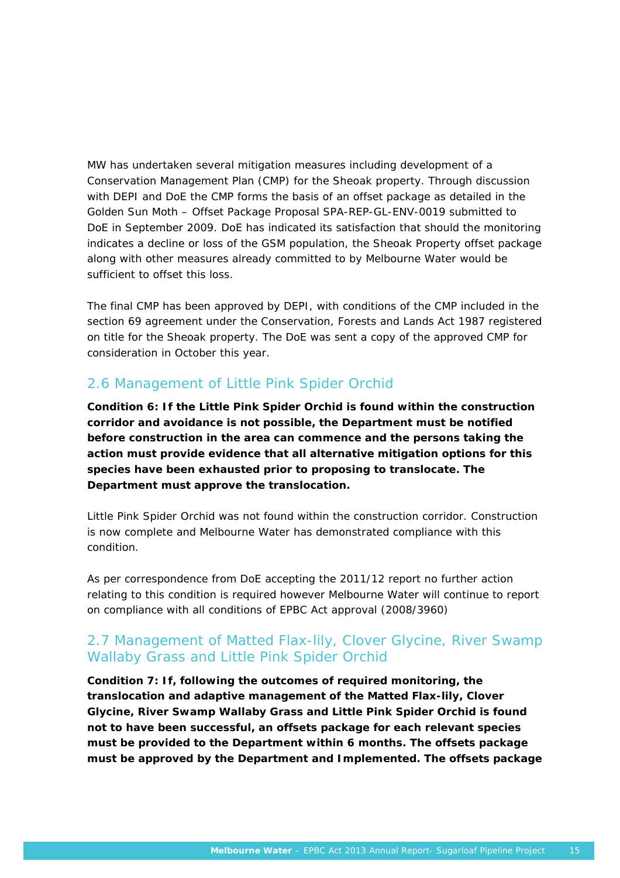MW has undertaken several mitigation measures including development of a Conservation Management Plan (CMP) for the Sheoak property. Through discussion with DEPI and DoE the CMP forms the basis of an offset package as detailed in the Golden Sun Moth – Offset Package Proposal SPA-REP-GL-ENV-0019 submitted to DoE in September 2009. DoE has indicated its satisfaction that should the monitoring indicates a decline or loss of the GSM population, the Sheoak Property offset package along with other measures already committed to by Melbourne Water would be sufficient to offset this loss.

The final CMP has been approved by DEPI, with conditions of the CMP included in the section 69 agreement under the Conservation, Forests and Lands Act 1987 registered on title for the Sheoak property. The DoE was sent a copy of the approved CMP for consideration in October this year.

## 2.6 Management of Little Pink Spider Orchid

**Condition 6: If the Little Pink Spider Orchid is found within the construction corridor and avoidance is not possible, the Department must be notified before construction in the area can commence and the persons taking the action must provide evidence that all alternative mitigation options for this species have been exhausted prior to proposing to translocate. The Department must approve the translocation.**

Little Pink Spider Orchid was not found within the construction corridor. Construction is now complete and Melbourne Water has demonstrated compliance with this condition.

As per correspondence from DoE accepting the 2011/12 report no further action relating to this condition is required however Melbourne Water will continue to report on compliance with all conditions of EPBC Act approval (2008/3960)

## 2.7 Management of Matted Flax-lily, Clover Glycine, River Swamp Wallaby Grass and Little Pink Spider Orchid

**Condition 7: If, following the outcomes of required monitoring, the translocation and adaptive management of the Matted Flax-lily, Clover Glycine, River Swamp Wallaby Grass and Little Pink Spider Orchid is found not to have been successful, an offsets package for each relevant species must be provided to the Department within 6 months. The offsets package must be approved by the Department and Implemented. The offsets package**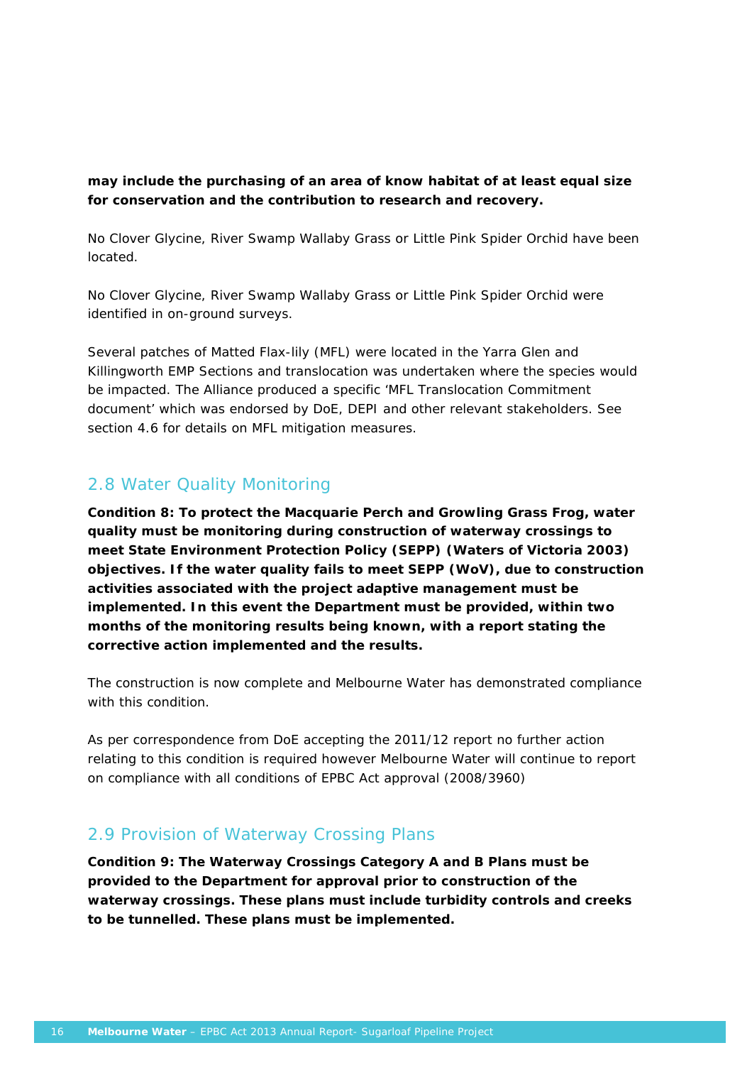**may include the purchasing of an area of know habitat of at least equal size for conservation and the contribution to research and recovery.**

No Clover Glycine, River Swamp Wallaby Grass or Little Pink Spider Orchid have been located.

No Clover Glycine, River Swamp Wallaby Grass or Little Pink Spider Orchid were identified in on-ground surveys.

Several patches of Matted Flax-lily (MFL) were located in the Yarra Glen and Killingworth EMP Sections and translocation was undertaken where the species would be impacted. The Alliance produced a specific 'MFL Translocation Commitment document' which was endorsed by DoE, DEPI and other relevant stakeholders. See section 4.6 for details on MFL mitigation measures.

## 2.8 Water Quality Monitoring

**Condition 8: To protect the Macquarie Perch and Growling Grass Frog, water quality must be monitoring during construction of waterway crossings to meet State Environment Protection Policy (SEPP) (Waters of Victoria 2003) objectives. If the water quality fails to meet SEPP (WoV), due to construction activities associated with the project adaptive management must be implemented. In this event the Department must be provided, within two months of the monitoring results being known, with a report stating the corrective action implemented and the results.**

The construction is now complete and Melbourne Water has demonstrated compliance with this condition.

As per correspondence from DoE accepting the 2011/12 report no further action relating to this condition is required however Melbourne Water will continue to report on compliance with all conditions of EPBC Act approval (2008/3960)

## 2.9 Provision of Waterway Crossing Plans

**Condition 9: The Waterway Crossings Category A and B Plans must be provided to the Department for approval prior to construction of the waterway crossings. These plans must include turbidity controls and creeks to be tunnelled. These plans must be implemented.**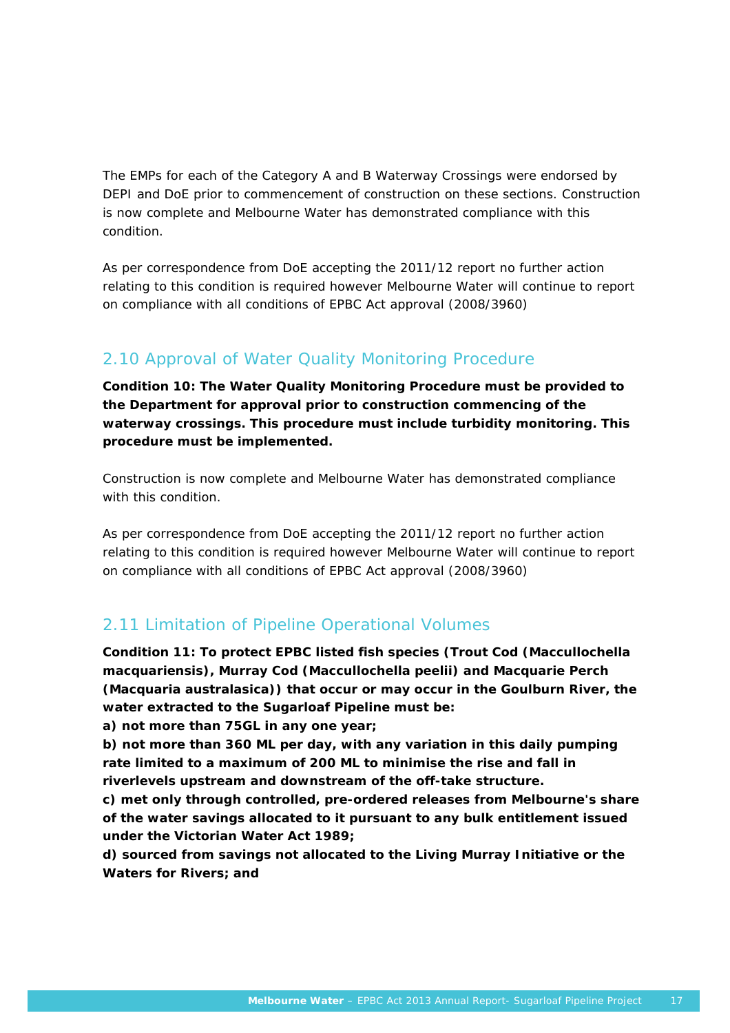The EMPs for each of the Category A and B Waterway Crossings were endorsed by DEPI and DoE prior to commencement of construction on these sections. Construction is now complete and Melbourne Water has demonstrated compliance with this condition.

As per correspondence from DoE accepting the 2011/12 report no further action relating to this condition is required however Melbourne Water will continue to report on compliance with all conditions of EPBC Act approval (2008/3960)

## 2.10 Approval of Water Quality Monitoring Procedure

**Condition 10: The Water Quality Monitoring Procedure must be provided to the Department for approval prior to construction commencing of the waterway crossings. This procedure must include turbidity monitoring. This procedure must be implemented.**

Construction is now complete and Melbourne Water has demonstrated compliance with this condition.

As per correspondence from DoE accepting the 2011/12 report no further action relating to this condition is required however Melbourne Water will continue to report on compliance with all conditions of EPBC Act approval (2008/3960)

## 2.11 Limitation of Pipeline Operational Volumes

**Condition 11: To protect EPBC listed fish species (Trout Cod (Maccullochella macquariensis), Murray Cod (Maccullochella peelii) and Macquarie Perch (Macquaria australasica)) that occur or may occur in the Goulburn River, the water extracted to the Sugarloaf Pipeline must be:**

**a) not more than 75GL in any one year;**

**b) not more than 360 ML per day, with any variation in this daily pumping rate limited to a maximum of 200 ML to minimise the rise and fall in riverlevels upstream and downstream of the off-take structure.**

**c) met only through controlled, pre-ordered releases from Melbourne's share of the water savings allocated to it pursuant to any bulk entitlement issued under the Victorian Water Act 1989;**

**d) sourced from savings not allocated to the Living Murray Initiative or the Waters for Rivers; and**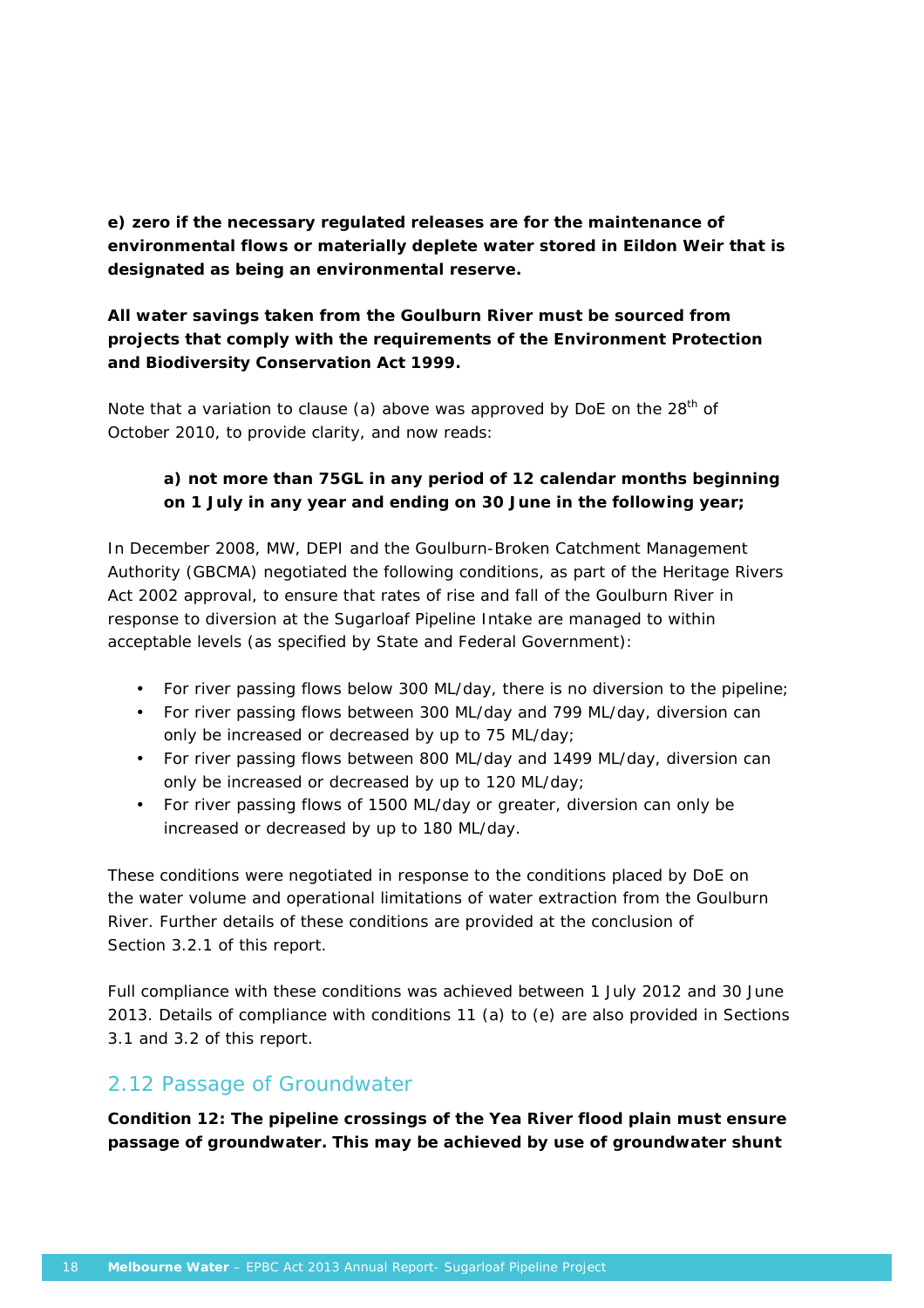**e) zero if the necessary regulated releases are for the maintenance of environmental flows or materially deplete water stored in Eildon Weir that is designated as being an environmental reserve.**

**All water savings taken from the Goulburn River must be sourced from projects that comply with the requirements of the Environment Protection and Biodiversity Conservation Act 1999.**

Note that a variation to clause (a) above was approved by DoE on the 28th of October 2010, to provide clarity, and now reads:

> **a) not more than 75GL in any period of 12 calendar months beginning on 1 July in any year and ending on 30 June in the following year;**

In December 2008, MW, DEPI and the Goulburn-Broken Catchment Management Authority (GBCMA) negotiated the following conditions, as part of the Heritage Rivers Act 2002 approval, to ensure that rates of rise and fall of the Goulburn River in response to diversion at the Sugarloaf Pipeline Intake are managed to within acceptable levels (as specified by State and Federal Government):

- For river passing flows below 300 ML/day, there is no diversion to the pipeline;
- For river passing flows between 300 ML/day and 799 ML/day, diversion can only be increased or decreased by up to 75 ML/day;
- For river passing flows between 800 ML/day and 1499 ML/day, diversion can only be increased or decreased by up to 120 ML/day;
- For river passing flows of 1500 ML/day or greater, diversion can only be increased or decreased by up to 180 ML/day.

These conditions were negotiated in response to the conditions placed by DoE on the water volume and operational limitations of water extraction from the Goulburn River. Further details of these conditions are provided at the conclusion of Section 3.2.1 of this report.

Full compliance with these conditions was achieved between 1 July 2012 and 30 June 2013. Details of compliance with conditions 11 (a) to (e) are also provided in Sections 3.1 and 3.2 of this report.

## 2.12 Passage of Groundwater

**Condition 12: The pipeline crossings of the Yea River flood plain must ensure passage of groundwater. This may be achieved by use of groundwater shunt**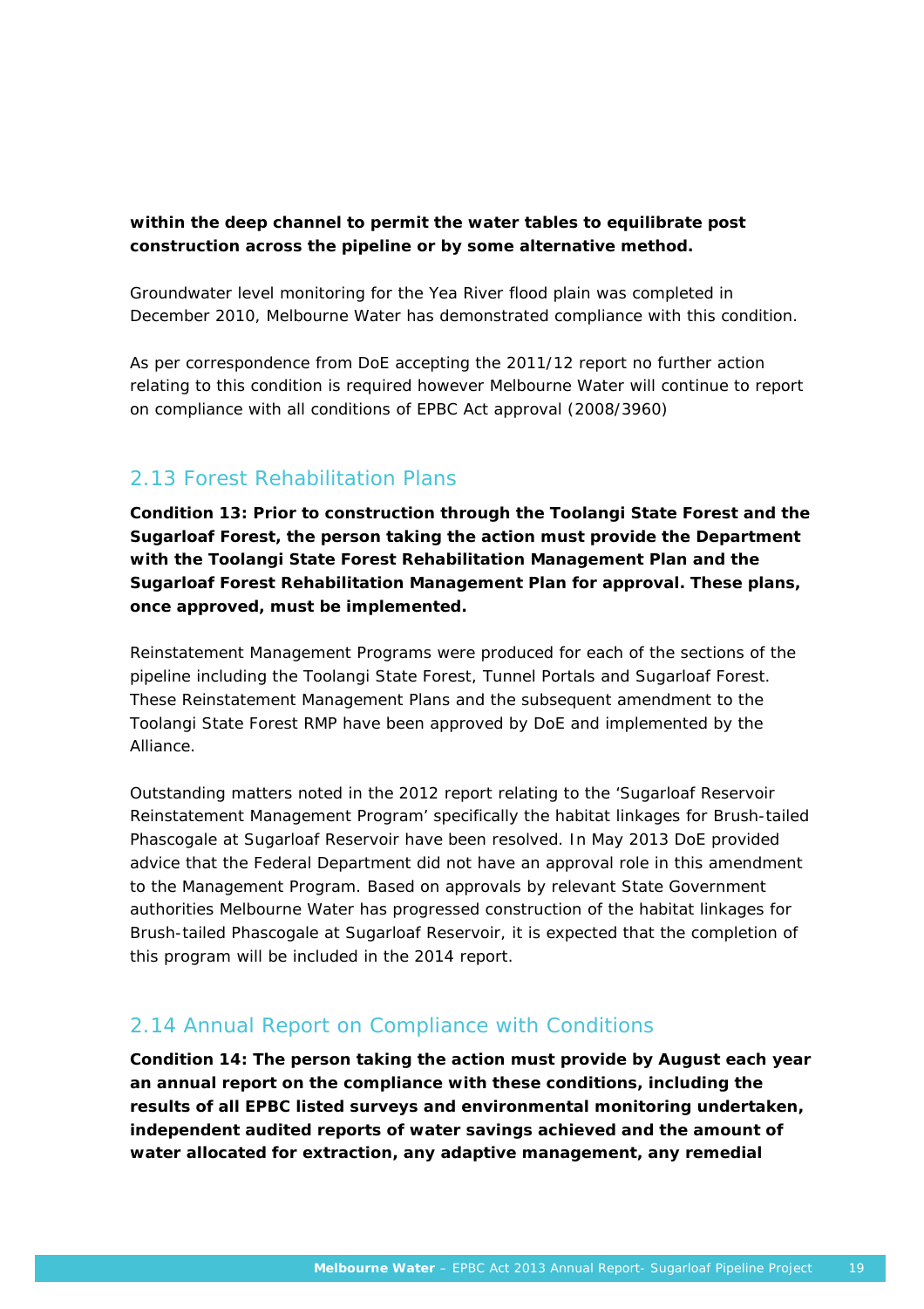**within the deep channel to permit the water tables to equilibrate post construction across the pipeline or by some alternative method.**

Groundwater level monitoring for the Yea River flood plain was completed in December 2010, Melbourne Water has demonstrated compliance with this condition.

As per correspondence from DoE accepting the 2011/12 report no further action relating to this condition is required however Melbourne Water will continue to report on compliance with all conditions of EPBC Act approval (2008/3960)

## 2.13 Forest Rehabilitation Plans

**Condition 13: Prior to construction through the Toolangi State Forest and the Sugarloaf Forest, the person taking the action must provide the Department with the Toolangi State Forest Rehabilitation Management Plan and the Sugarloaf Forest Rehabilitation Management Plan for approval. These plans, once approved, must be implemented.**

Reinstatement Management Programs were produced for each of the sections of the pipeline including the Toolangi State Forest, Tunnel Portals and Sugarloaf Forest. These Reinstatement Management Plans and the subsequent amendment to the Toolangi State Forest RMP have been approved by DoE and implemented by the Alliance.

Outstanding matters noted in the 2012 report relating to the 'Sugarloaf Reservoir Reinstatement Management Program' specifically the habitat linkages for Brush-tailed Phascogale at Sugarloaf Reservoir have been resolved. In May 2013 DoE provided advice that the Federal Department did not have an approval role in this amendment to the Management Program. Based on approvals by relevant State Government authorities Melbourne Water has progressed construction of the habitat linkages for Brush-tailed Phascogale at Sugarloaf Reservoir, it is expected that the completion of this program will be included in the 2014 report.

## 2.14 Annual Report on Compliance with Conditions

**Condition 14: The person taking the action must provide by August each year an annual report on the compliance with these conditions, including the results of all EPBC listed surveys and environmental monitoring undertaken, independent audited reports of water savings achieved and the amount of water allocated for extraction, any adaptive management, any remedial**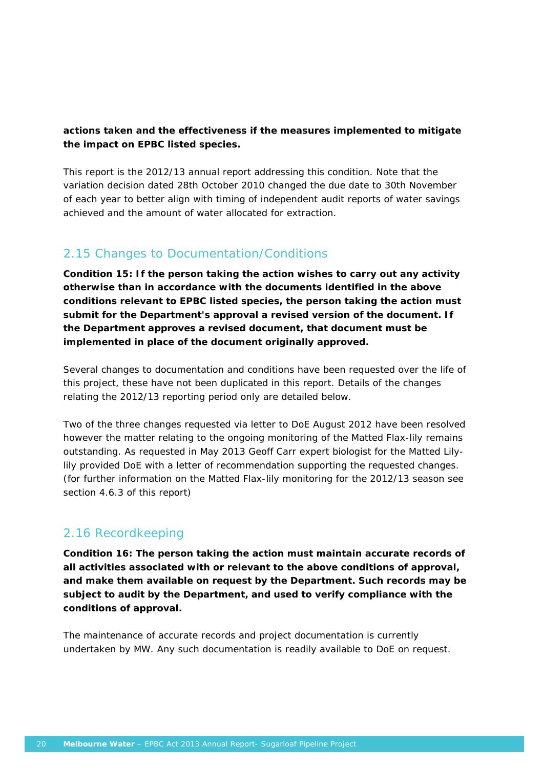**actions taken and the effectiveness if the measures implemented to mitigate the impact on EPBC listed species.**

This report is the 2012/13 annual report addressing this condition. Note that the variation decision dated 28th October 2010 changed the due date to 30th November of each year to better align with timing of independent audit reports of water savings achieved and the amount of water allocated for extraction.

## 2.15 Changes to Documentation/Conditions

**Condition 15: If the person taking the action wishes to carry out any activity otherwise than in accordance with the documents identified in the above conditions relevant to EPBC listed species, the person taking the action must submit for the Department's approval a revised version of the document. If the Department approves a revised document, that document must be implemented in place of the document originally approved.**

Several changes to documentation and conditions have been requested over the life of this project, these have not been duplicated in this report. Details of the changes relating the 2012/13 reporting period only are detailed below.

Two of the three changes requested via letter to DoE August 2012 have been resolved however the matter relating to the ongoing monitoring of the Matted Flax-lily remains outstanding. As requested in May 2013 Geoff Carr expert biologist for the Matted Lily-lily provided DoE with a letter of recommendation supporting the requested changes. (for further information on the Matted Flax-lily monitoring for the 2012/13 season see section 4.6.3 of this report)

## 2.16 Recordkeeping

**Condition 16: The person taking the action must maintain accurate records of all activities associated with or relevant to the above conditions of approval, and make them available on request by the Department. Such records may be subject to audit by the Department, and used to verify compliance with the conditions of approval.**

The maintenance of accurate records and project documentation is currently undertaken by MW. Any such documentation is readily available to DoE on request.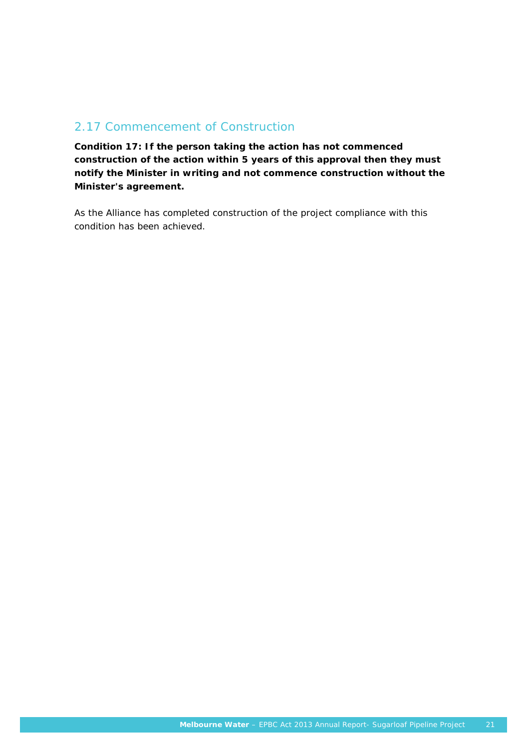## 2.17 Commencement of Construction

**Condition 17: If the person taking the action has not commenced construction of the action within 5 years of this approval then they must notify the Minister in writing and not commence construction without the Minister's agreement.**

As the Alliance has completed construction of the project compliance with this condition has been achieved.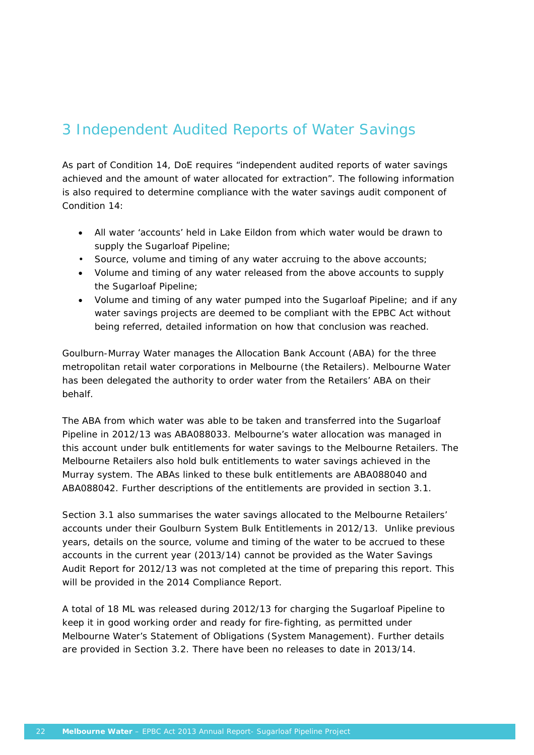# 3 Independent Audited Reports of Water Savings

As part of Condition 14, DoE requires "independent audited reports of water savings achieved and the amount of water allocated for extraction". The following information is also required to determine compliance with the water savings audit component of Condition 14:

- All water 'accounts' held in Lake Eildon from which water would be drawn to supply the Sugarloaf Pipeline;
- Source, volume and timing of any water accruing to the above accounts;
- Volume and timing of any water released from the above accounts to supply the Sugarloaf Pipeline;
- Volume and timing of any water pumped into the Sugarloaf Pipeline; and if any water savings projects are deemed to be compliant with the EPBC Act without being referred, detailed information on how that conclusion was reached.

Goulburn-Murray Water manages the Allocation Bank Account (ABA) for the three metropolitan retail water corporations in Melbourne (the Retailers). Melbourne Water has been delegated the authority to order water from the Retailers' ABA on their behalf.

The ABA from which water was able to be taken and transferred into the Sugarloaf Pipeline in 2012/13 was ABA088033. Melbourne's water allocation was managed in this account under bulk entitlements for water savings to the Melbourne Retailers. The Melbourne Retailers also hold bulk entitlements to water savings achieved in the Murray system. The ABAs linked to these bulk entitlements are ABA088040 and ABA088042. Further descriptions of the entitlements are provided in section 3.1.

Section 3.1 also summarises the water savings allocated to the Melbourne Retailers' accounts under their Goulburn System Bulk Entitlements in 2012/13. Unlike previous years, details on the source, volume and timing of the water to be accrued to these accounts in the current year (2013/14) cannot be provided as the Water Savings Audit Report for 2012/13 was not completed at the time of preparing this report. This will be provided in the 2014 Compliance Report.

A total of 18 ML was released during 2012/13 for charging the Sugarloaf Pipeline to keep it in good working order and ready for fire-fighting, as permitted under Melbourne Water's Statement of Obligations (System Management). Further details are provided in Section 3.2. There have been no releases to date in 2013/14.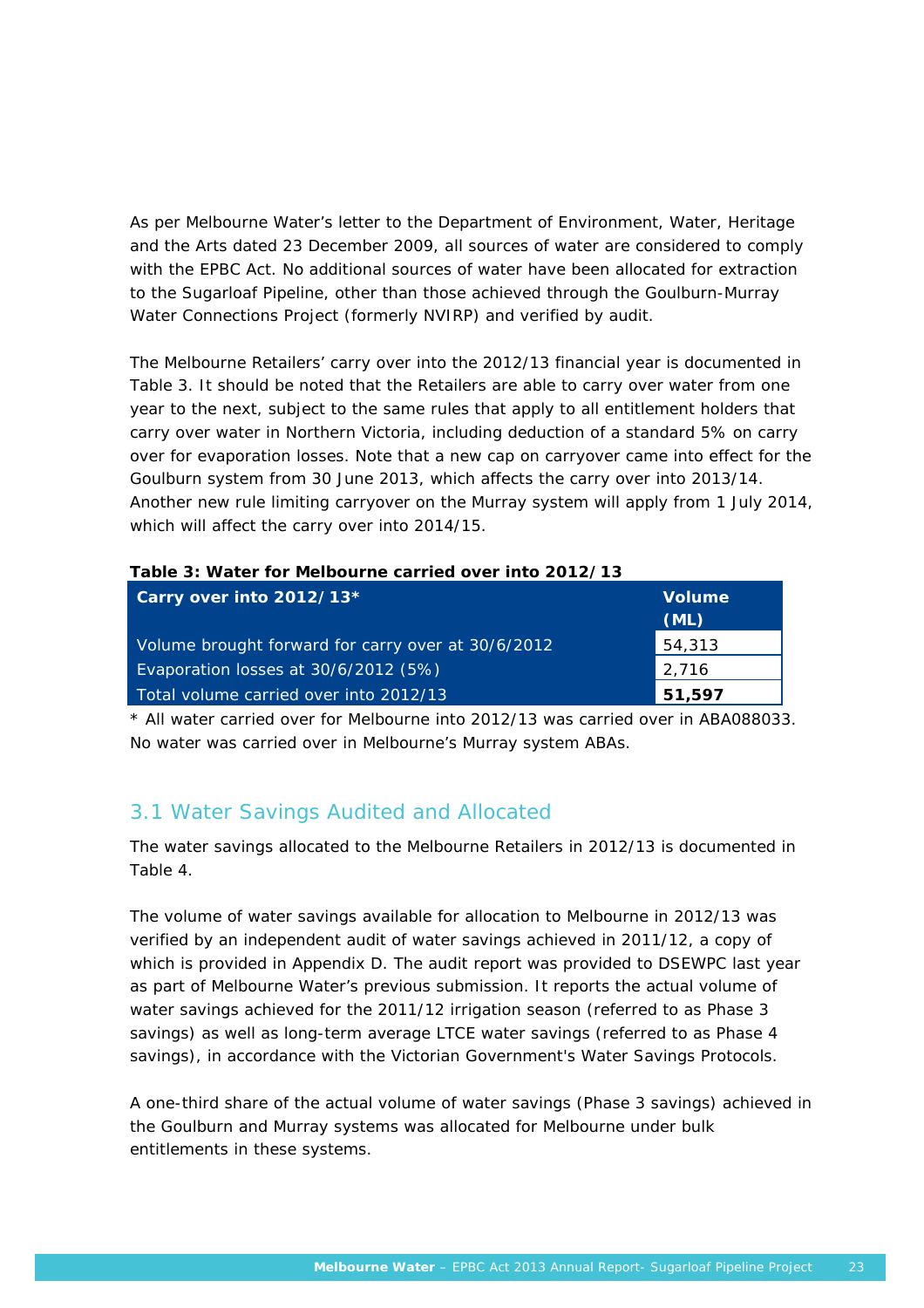As per Melbourne Water's letter to the Department of Environment, Water, Heritage and the Arts dated 23 December 2009, all sources of water are considered to comply with the EPBC Act. No additional sources of water have been allocated for extraction to the Sugarloaf Pipeline, other than those achieved through the Goulburn-Murray Water Connections Project (formerly NVIRP) and verified by audit.

The Melbourne Retailers' carry over into the 2012/13 financial year is documented in Table 3. It should be noted that the Retailers are able to carry over water from one year to the next, subject to the same rules that apply to all entitlement holders that carry over water in Northern Victoria, including deduction of a standard 5% on carry over for evaporation losses. Note that a new cap on carryover came into effect for the Goulburn system from 30 June 2013, which affects the carry over into 2013/14. Another new rule limiting carryover on the Murray system will apply from 1 July 2014, which will affect the carry over into 2014/15.

**Table 3: Water for Melbourne carried over into 2012/13**

| Carry over into 2012/13* | Volume (ML) |
|---|---|
| Volume brought forward for carry over at 30/6/2012 | 54,313 |
| Evaporation losses at 30/6/2012 (5%) | 2,716 |
| Total volume carried over into 2012/13 | **51,597** |

* All water carried over for Melbourne into 2012/13 was carried over in ABA088033. No water was carried over in Melbourne's Murray system ABAs.

## 3.1 Water Savings Audited and Allocated

The water savings allocated to the Melbourne Retailers in 2012/13 is documented in Table 4.

The volume of water savings available for allocation to Melbourne in 2012/13 was verified by an independent audit of water savings achieved in 2011/12, a copy of which is provided in Appendix D. The audit report was provided to DSEWPC last year as part of Melbourne Water's previous submission. It reports the actual volume of water savings achieved for the 2011/12 irrigation season (referred to as Phase 3 savings) as well as long-term average LTCE water savings (referred to as Phase 4 savings), in accordance with the Victorian Government's Water Savings Protocols.

A one-third share of the actual volume of water savings (Phase 3 savings) achieved in the Goulburn and Murray systems was allocated for Melbourne under bulk entitlements in these systems.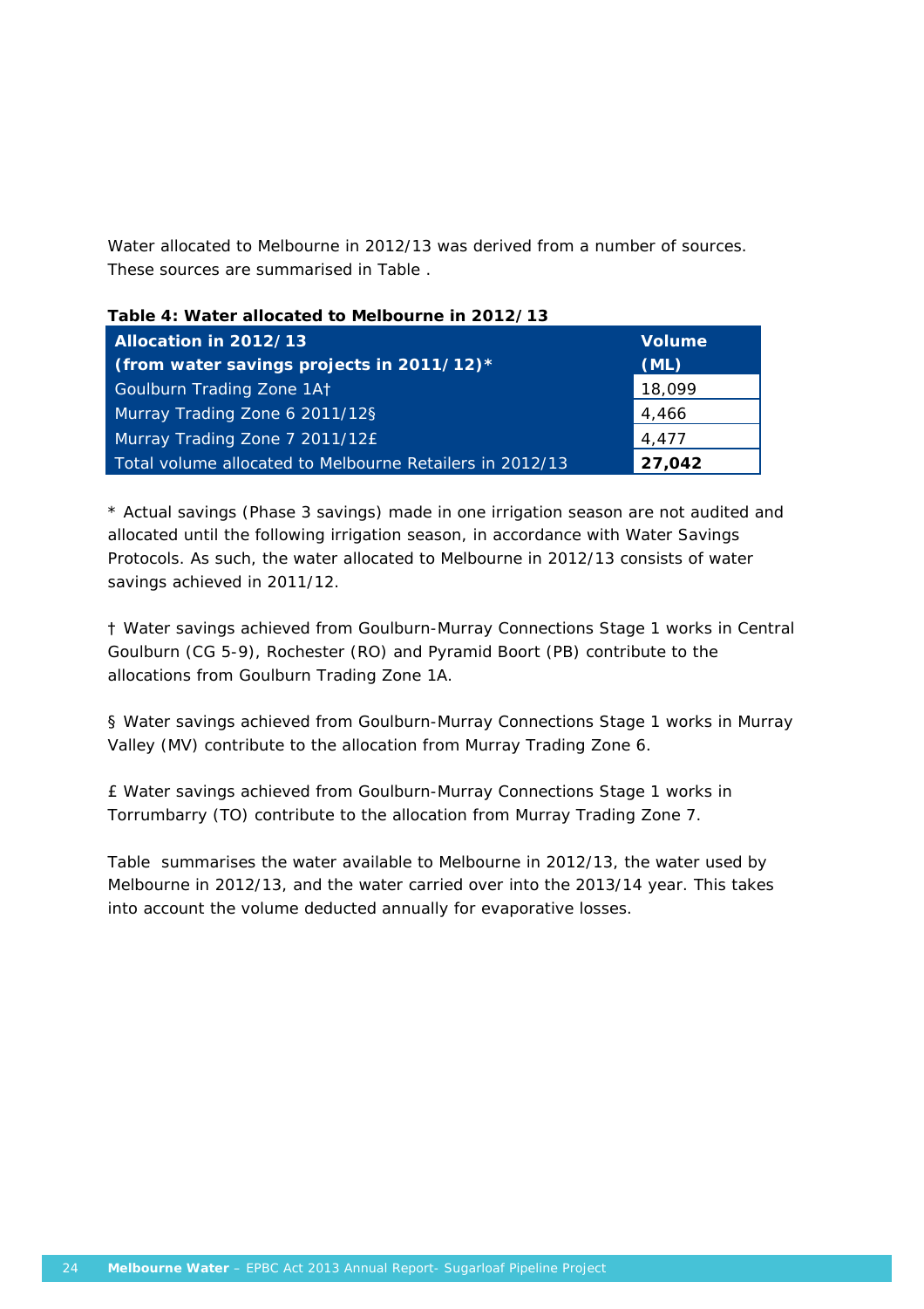Water allocated to Melbourne in 2012/13 was derived from a number of sources. These sources are summarised in Table .

**Table 4: Water allocated to Melbourne in 2012/13**

| Allocation in 2012/13 (from water savings projects in 2011/12)* | Volume (ML) |
|---|---|
| Goulburn Trading Zone 1A† | 18,099 |
| Murray Trading Zone 6 2011/12§ | 4,466 |
| Murray Trading Zone 7 2011/12£ | 4,477 |
| Total volume allocated to Melbourne Retailers in 2012/13 | **27,042** |

* Actual savings (Phase 3 savings) made in one irrigation season are not audited and allocated until the following irrigation season, in accordance with Water Savings Protocols. As such, the water allocated to Melbourne in 2012/13 consists of water savings achieved in 2011/12.

† Water savings achieved from Goulburn-Murray Connections Stage 1 works in Central Goulburn (CG 5-9), Rochester (RO) and Pyramid Boort (PB) contribute to the allocations from Goulburn Trading Zone 1A.

§ Water savings achieved from Goulburn-Murray Connections Stage 1 works in Murray Valley (MV) contribute to the allocation from Murray Trading Zone 6.

£ Water savings achieved from Goulburn-Murray Connections Stage 1 works in Torrumbarry (TO) contribute to the allocation from Murray Trading Zone 7.

Table  summarises the water available to Melbourne in 2012/13, the water used by Melbourne in 2012/13, and the water carried over into the 2013/14 year. This takes into account the volume deducted annually for evaporative losses.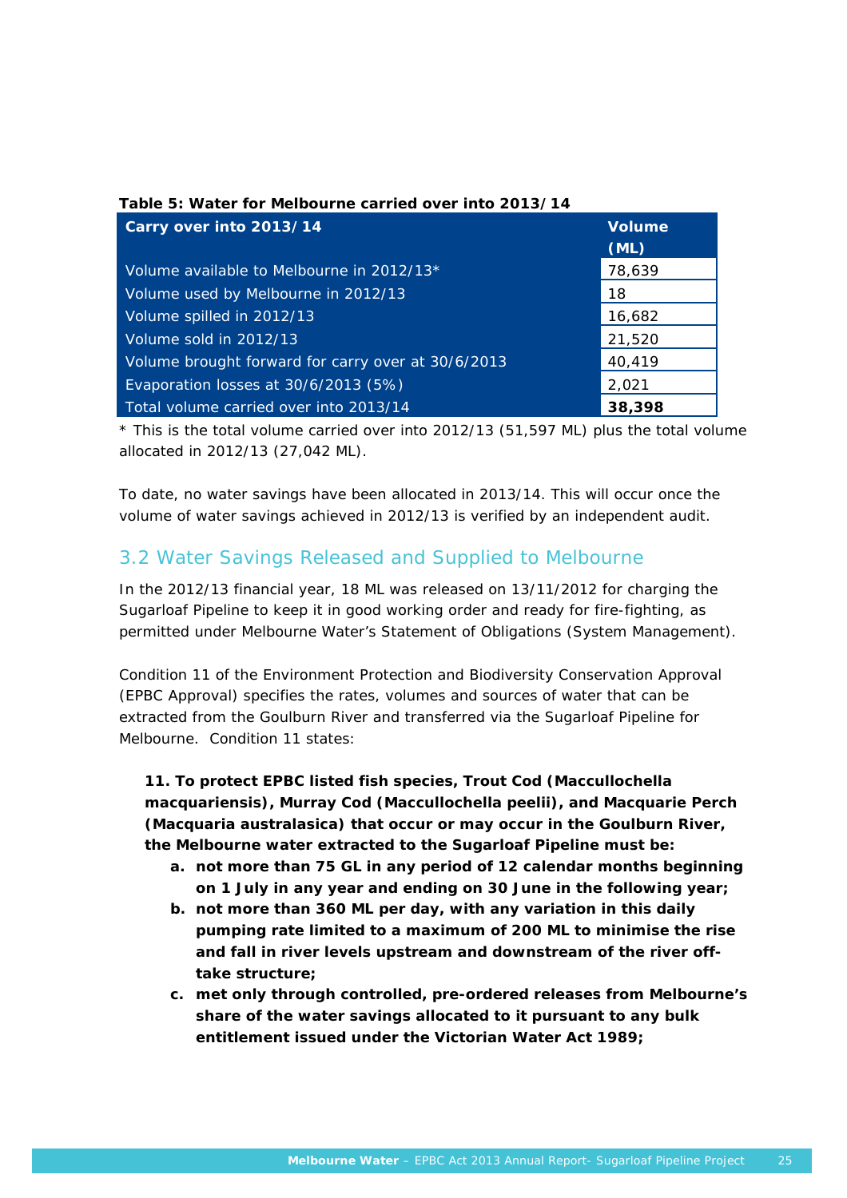**Table 5: Water for Melbourne carried over into 2013/14**

| Carry over into 2013/14 | Volume (ML) |
| --- | --- |
| Volume available to Melbourne in 2012/13* | 78,639 |
| Volume used by Melbourne in 2012/13 | 18 |
| Volume spilled in 2012/13 | 16,682 |
| Volume sold in 2012/13 | 21,520 |
| Volume brought forward for carry over at 30/6/2013 | 40,419 |
| Evaporation losses at 30/6/2013 (5%) | 2,021 |
| Total volume carried over into 2013/14 | **38,398** |

* This is the total volume carried over into 2012/13 (51,597 ML) plus the total volume allocated in 2012/13 (27,042 ML).

To date, no water savings have been allocated in 2013/14. This will occur once the volume of water savings achieved in 2012/13 is verified by an independent audit.

## 3.2 Water Savings Released and Supplied to Melbourne

In the 2012/13 financial year, 18 ML was released on 13/11/2012 for charging the Sugarloaf Pipeline to keep it in good working order and ready for fire-fighting, as permitted under Melbourne Water's Statement of Obligations (System Management).

Condition 11 of the Environment Protection and Biodiversity Conservation Approval (EPBC Approval) specifies the rates, volumes and sources of water that can be extracted from the Goulburn River and transferred via the Sugarloaf Pipeline for Melbourne. Condition 11 states:

> **11. To protect EPBC listed fish species, Trout Cod (Maccullochella macquariensis), Murray Cod (Maccullochella peelii), and Macquarie Perch (Macquaria australasica) that occur or may occur in the Goulburn River, the Melbourne water extracted to the Sugarloaf Pipeline must be:**
>
> **a. not more than 75 GL in any period of 12 calendar months beginning on 1 July in any year and ending on 30 June in the following year;**
>
> **b. not more than 360 ML per day, with any variation in this daily pumping rate limited to a maximum of 200 ML to minimise the rise and fall in river levels upstream and downstream of the river off-take structure;**
>
> **c. met only through controlled, pre-ordered releases from Melbourne's share of the water savings allocated to it pursuant to any bulk entitlement issued under the Victorian Water Act 1989;**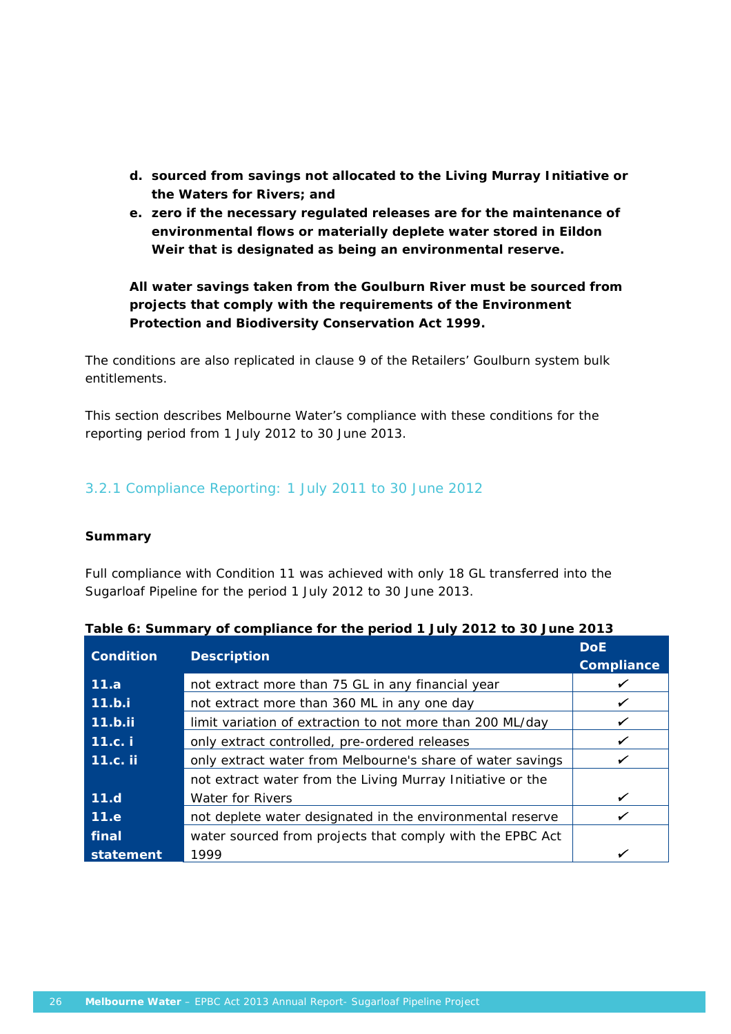**d. sourced from savings not allocated to the Living Murray Initiative or the Waters for Rivers; and**

**e. zero if the necessary regulated releases are for the maintenance of environmental flows or materially deplete water stored in Eildon Weir that is designated as being an environmental reserve.**

**All water savings taken from the Goulburn River must be sourced from projects that comply with the requirements of the Environment Protection and Biodiversity Conservation Act 1999.**

The conditions are also replicated in clause 9 of the Retailers' Goulburn system bulk entitlements.

This section describes Melbourne Water's compliance with these conditions for the reporting period from 1 July 2012 to 30 June 2013.

### 3.2.1 Compliance Reporting: 1 July 2011 to 30 June 2012

**Summary**

Full compliance with Condition 11 was achieved with only 18 GL transferred into the Sugarloaf Pipeline for the period 1 July 2012 to 30 June 2013.

**Table 6: Summary of compliance for the period 1 July 2012 to 30 June 2013**

| Condition | Description | DoE Compliance |
|---|---|---|
| **11.a** | not extract more than 75 GL in any financial year | ✔ |
| **11.b.i** | not extract more than 360 ML in any one day | ✔ |
| **11.b.ii** | limit variation of extraction to not more than 200 ML/day | ✔ |
| **11.c. i** | only extract controlled, pre-ordered releases | ✔ |
| **11.c. ii** | only extract water from Melbourne's share of water savings | ✔ |
| **11.d** | not extract water from the Living Murray Initiative or the Water for Rivers | ✔ |
| **11.e** | not deplete water designated in the environmental reserve | ✔ |
| **final statement** | water sourced from projects that comply with the EPBC Act 1999 | ✔ |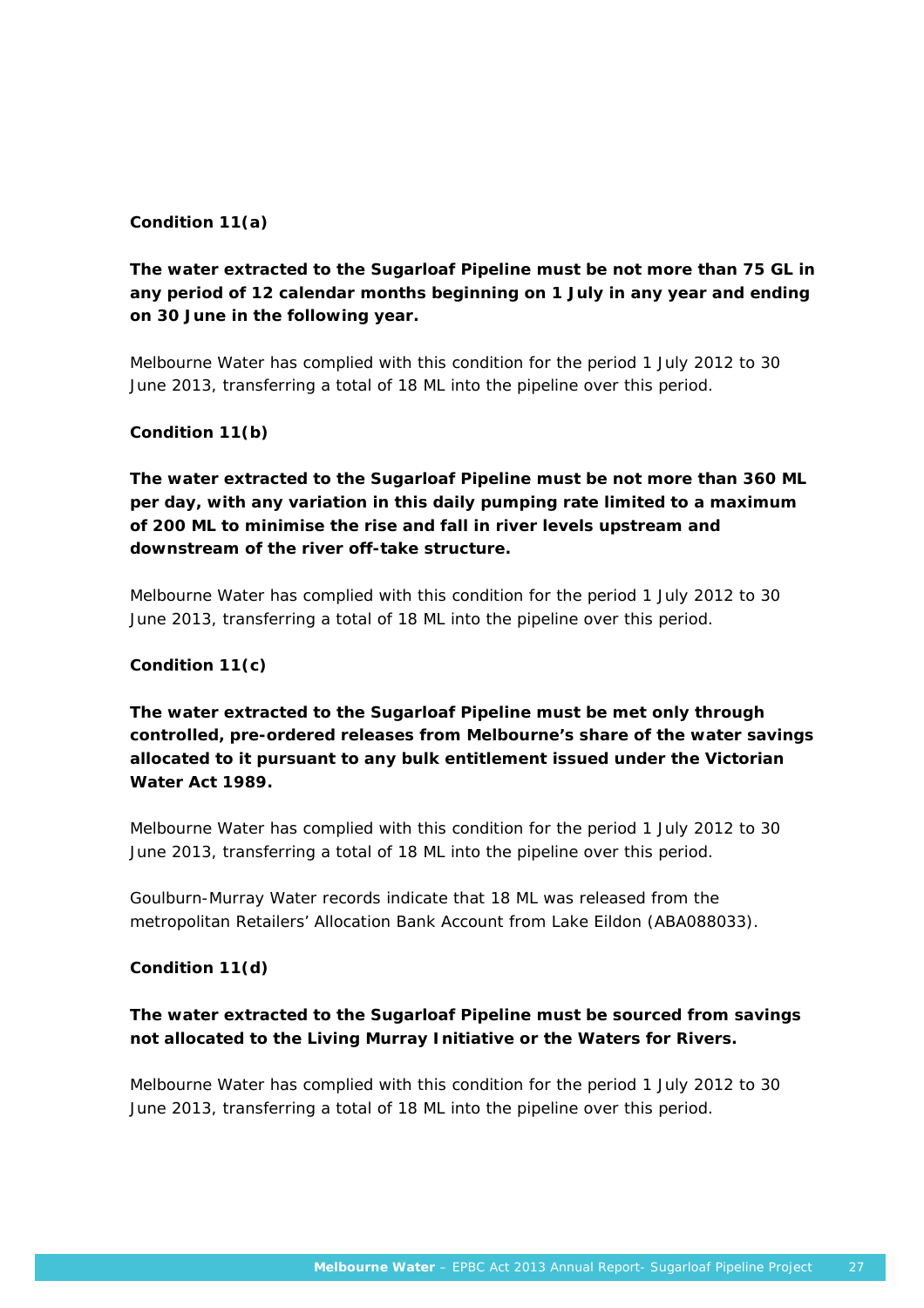**Condition 11(a)**

**The water extracted to the Sugarloaf Pipeline must be not more than 75 GL in any period of 12 calendar months beginning on 1 July in any year and ending on 30 June in the following year.**

Melbourne Water has complied with this condition for the period 1 July 2012 to 30 June 2013, transferring a total of 18 ML into the pipeline over this period.

**Condition 11(b)**

**The water extracted to the Sugarloaf Pipeline must be not more than 360 ML per day, with any variation in this daily pumping rate limited to a maximum of 200 ML to minimise the rise and fall in river levels upstream and downstream of the river off-take structure.**

Melbourne Water has complied with this condition for the period 1 July 2012 to 30 June 2013, transferring a total of 18 ML into the pipeline over this period.

**Condition 11(c)**

**The water extracted to the Sugarloaf Pipeline must be met only through controlled, pre-ordered releases from Melbourne's share of the water savings allocated to it pursuant to any bulk entitlement issued under the Victorian Water Act 1989.**

Melbourne Water has complied with this condition for the period 1 July 2012 to 30 June 2013, transferring a total of 18 ML into the pipeline over this period.

Goulburn-Murray Water records indicate that 18 ML was released from the metropolitan Retailers' Allocation Bank Account from Lake Eildon (ABA088033).

**Condition 11(d)**

**The water extracted to the Sugarloaf Pipeline must be sourced from savings not allocated to the Living Murray Initiative or the Waters for Rivers.**

Melbourne Water has complied with this condition for the period 1 July 2012 to 30 June 2013, transferring a total of 18 ML into the pipeline over this period.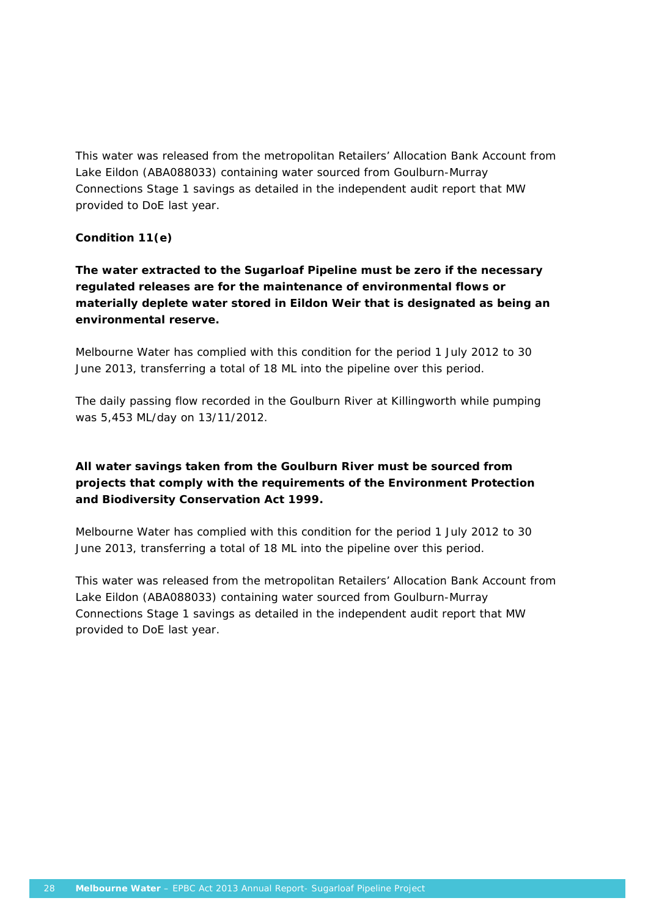This water was released from the metropolitan Retailers' Allocation Bank Account from Lake Eildon (ABA088033) containing water sourced from Goulburn-Murray Connections Stage 1 savings as detailed in the independent audit report that MW provided to DoE last year.

**Condition 11(e)**

**The water extracted to the Sugarloaf Pipeline must be zero if the necessary regulated releases are for the maintenance of environmental flows or materially deplete water stored in Eildon Weir that is designated as being an environmental reserve.**

Melbourne Water has complied with this condition for the period 1 July 2012 to 30 June 2013, transferring a total of 18 ML into the pipeline over this period.

The daily passing flow recorded in the Goulburn River at Killingworth while pumping was 5,453 ML/day on 13/11/2012.

**All water savings taken from the Goulburn River must be sourced from projects that comply with the requirements of the Environment Protection and Biodiversity Conservation Act 1999.**

Melbourne Water has complied with this condition for the period 1 July 2012 to 30 June 2013, transferring a total of 18 ML into the pipeline over this period.

This water was released from the metropolitan Retailers' Allocation Bank Account from Lake Eildon (ABA088033) containing water sourced from Goulburn-Murray Connections Stage 1 savings as detailed in the independent audit report that MW provided to DoE last year.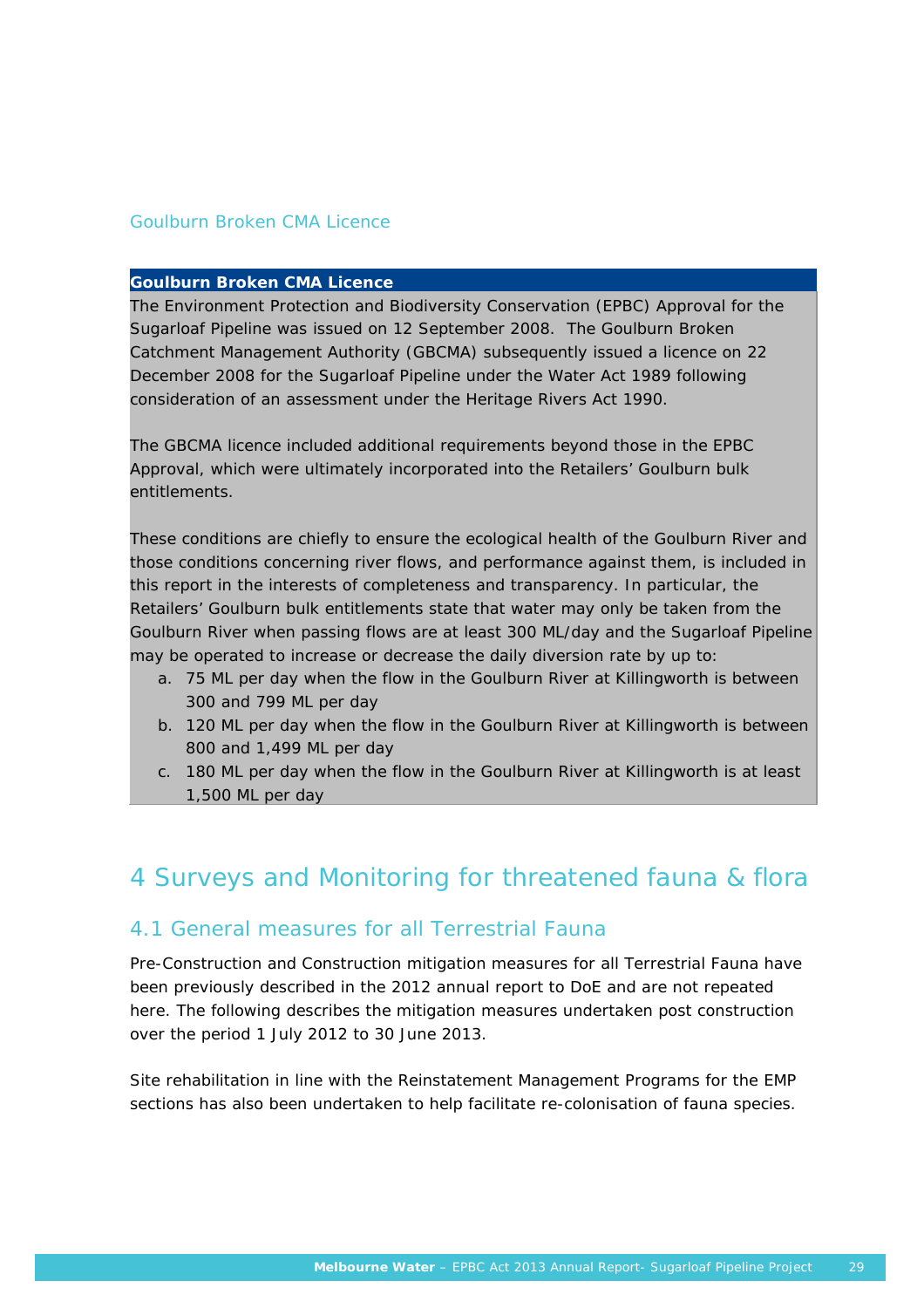Goulburn Broken CMA Licence

| Goulburn Broken CMA Licence |
|---|
| The Environment Protection and Biodiversity Conservation (EPBC) Approval for the Sugarloaf Pipeline was issued on 12 September 2008. The Goulburn Broken Catchment Management Authority (GBCMA) subsequently issued a licence on 22 December 2008 for the Sugarloaf Pipeline under the Water Act 1989 following consideration of an assessment under the Heritage Rivers Act 1990.<br><br>The GBCMA licence included additional requirements beyond those in the EPBC Approval, which were ultimately incorporated into the Retailers' Goulburn bulk entitlements.<br><br>These conditions are chiefly to ensure the ecological health of the Goulburn River and those conditions concerning river flows, and performance against them, is included in this report in the interests of completeness and transparency. In particular, the Retailers' Goulburn bulk entitlements state that water may only be taken from the Goulburn River when passing flows are at least 300 ML/day and the Sugarloaf Pipeline may be operated to increase or decrease the daily diversion rate by up to:<br>a. 75 ML per day when the flow in the Goulburn River at Killingworth is between 300 and 799 ML per day<br>b. 120 ML per day when the flow in the Goulburn River at Killingworth is between 800 and 1,499 ML per day<br>c. 180 ML per day when the flow in the Goulburn River at Killingworth is at least 1,500 ML per day |

# 4 Surveys and Monitoring for threatened fauna & flora

## 4.1 General measures for all Terrestrial Fauna

Pre-Construction and Construction mitigation measures for all Terrestrial Fauna have been previously described in the 2012 annual report to DoE and are not repeated here. The following describes the mitigation measures undertaken post construction over the period 1 July 2012 to 30 June 2013.

Site rehabilitation in line with the Reinstatement Management Programs for the EMP sections has also been undertaken to help facilitate re-colonisation of fauna species.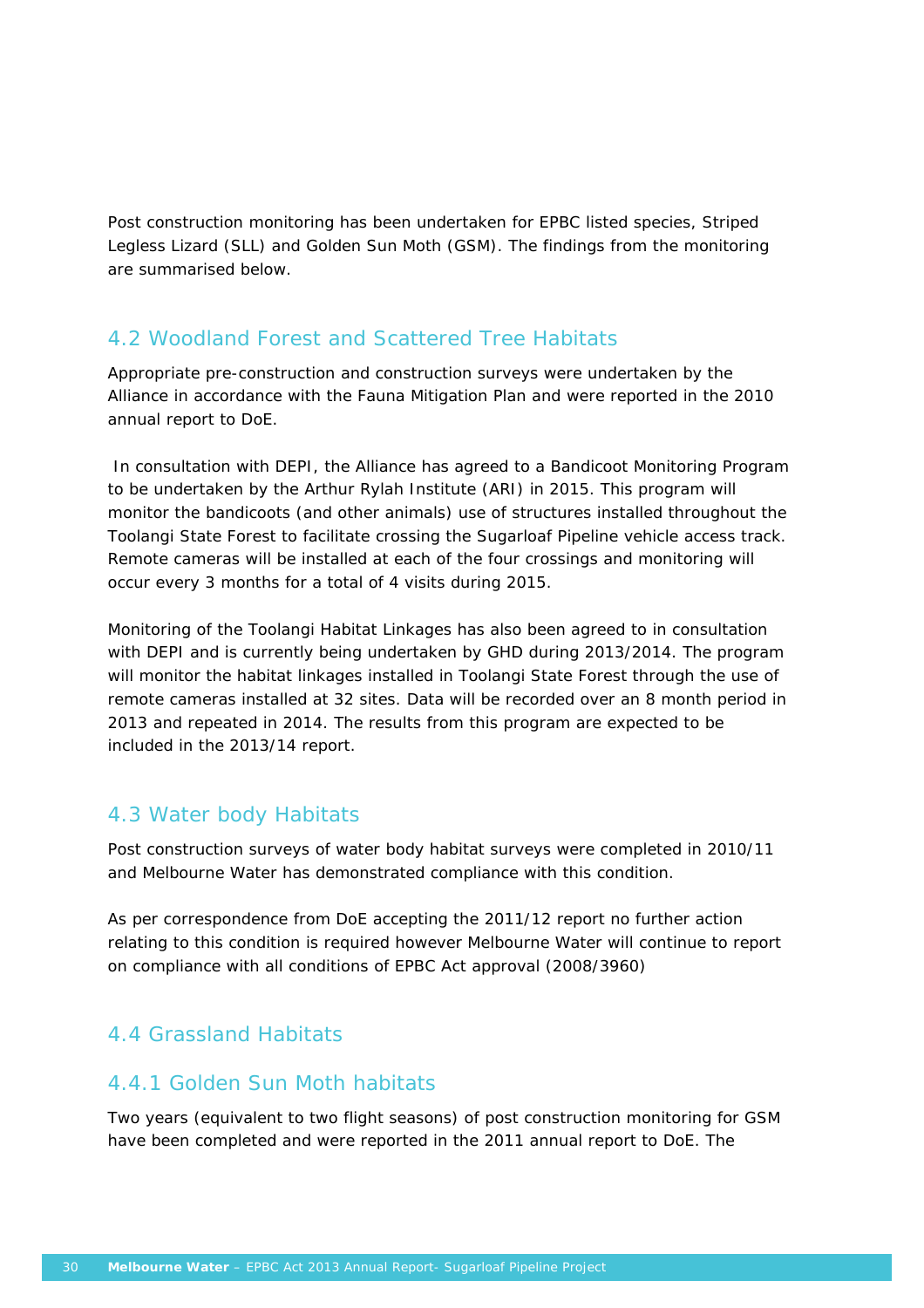Post construction monitoring has been undertaken for EPBC listed species, Striped Legless Lizard (SLL) and Golden Sun Moth (GSM). The findings from the monitoring are summarised below.

## 4.2 Woodland Forest and Scattered Tree Habitats

Appropriate pre-construction and construction surveys were undertaken by the Alliance in accordance with the Fauna Mitigation Plan and were reported in the 2010 annual report to DoE.

In consultation with DEPI, the Alliance has agreed to a Bandicoot Monitoring Program to be undertaken by the Arthur Rylah Institute (ARI) in 2015. This program will monitor the bandicoots (and other animals) use of structures installed throughout the Toolangi State Forest to facilitate crossing the Sugarloaf Pipeline vehicle access track. Remote cameras will be installed at each of the four crossings and monitoring will occur every 3 months for a total of 4 visits during 2015.

Monitoring of the Toolangi Habitat Linkages has also been agreed to in consultation with DEPI and is currently being undertaken by GHD during 2013/2014. The program will monitor the habitat linkages installed in Toolangi State Forest through the use of remote cameras installed at 32 sites. Data will be recorded over an 8 month period in 2013 and repeated in 2014. The results from this program are expected to be included in the 2013/14 report.

## 4.3 Water body Habitats

Post construction surveys of water body habitat surveys were completed in 2010/11 and Melbourne Water has demonstrated compliance with this condition.

As per correspondence from DoE accepting the 2011/12 report no further action relating to this condition is required however Melbourne Water will continue to report on compliance with all conditions of EPBC Act approval (2008/3960)

## 4.4 Grassland Habitats

### 4.4.1 Golden Sun Moth habitats

Two years (equivalent to two flight seasons) of post construction monitoring for GSM have been completed and were reported in the 2011 annual report to DoE. The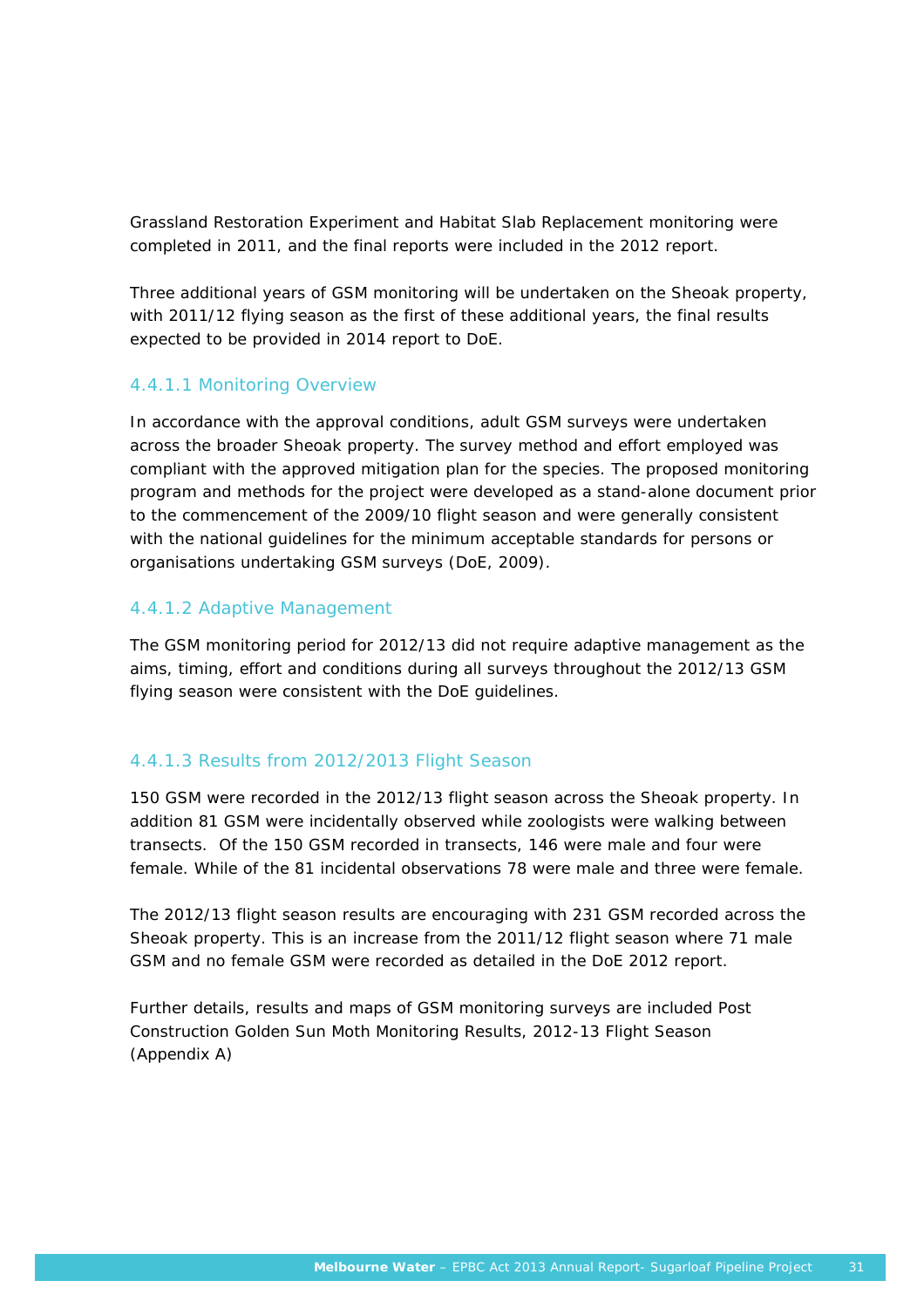Grassland Restoration Experiment and Habitat Slab Replacement monitoring were completed in 2011, and the final reports were included in the 2012 report.

Three additional years of GSM monitoring will be undertaken on the Sheoak property, with 2011/12 flying season as the first of these additional years, the final results expected to be provided in 2014 report to DoE.

#### 4.4.1.1 Monitoring Overview

In accordance with the approval conditions, adult GSM surveys were undertaken across the broader Sheoak property. The survey method and effort employed was compliant with the approved mitigation plan for the species. The proposed monitoring program and methods for the project were developed as a stand-alone document prior to the commencement of the 2009/10 flight season and were generally consistent with the national guidelines for the minimum acceptable standards for persons or organisations undertaking GSM surveys (DoE, 2009).

#### 4.4.1.2 Adaptive Management

The GSM monitoring period for 2012/13 did not require adaptive management as the aims, timing, effort and conditions during all surveys throughout the 2012/13 GSM flying season were consistent with the DoE guidelines.

#### 4.4.1.3 Results from 2012/2013 Flight Season

150 GSM were recorded in the 2012/13 flight season across the Sheoak property. In addition 81 GSM were incidentally observed while zoologists were walking between transects. Of the 150 GSM recorded in transects, 146 were male and four were female. While of the 81 incidental observations 78 were male and three were female.

The 2012/13 flight season results are encouraging with 231 GSM recorded across the Sheoak property. This is an increase from the 2011/12 flight season where 71 male GSM and no female GSM were recorded as detailed in the DoE 2012 report.

Further details, results and maps of GSM monitoring surveys are included Post Construction Golden Sun Moth Monitoring Results, 2012-13 Flight Season (Appendix A)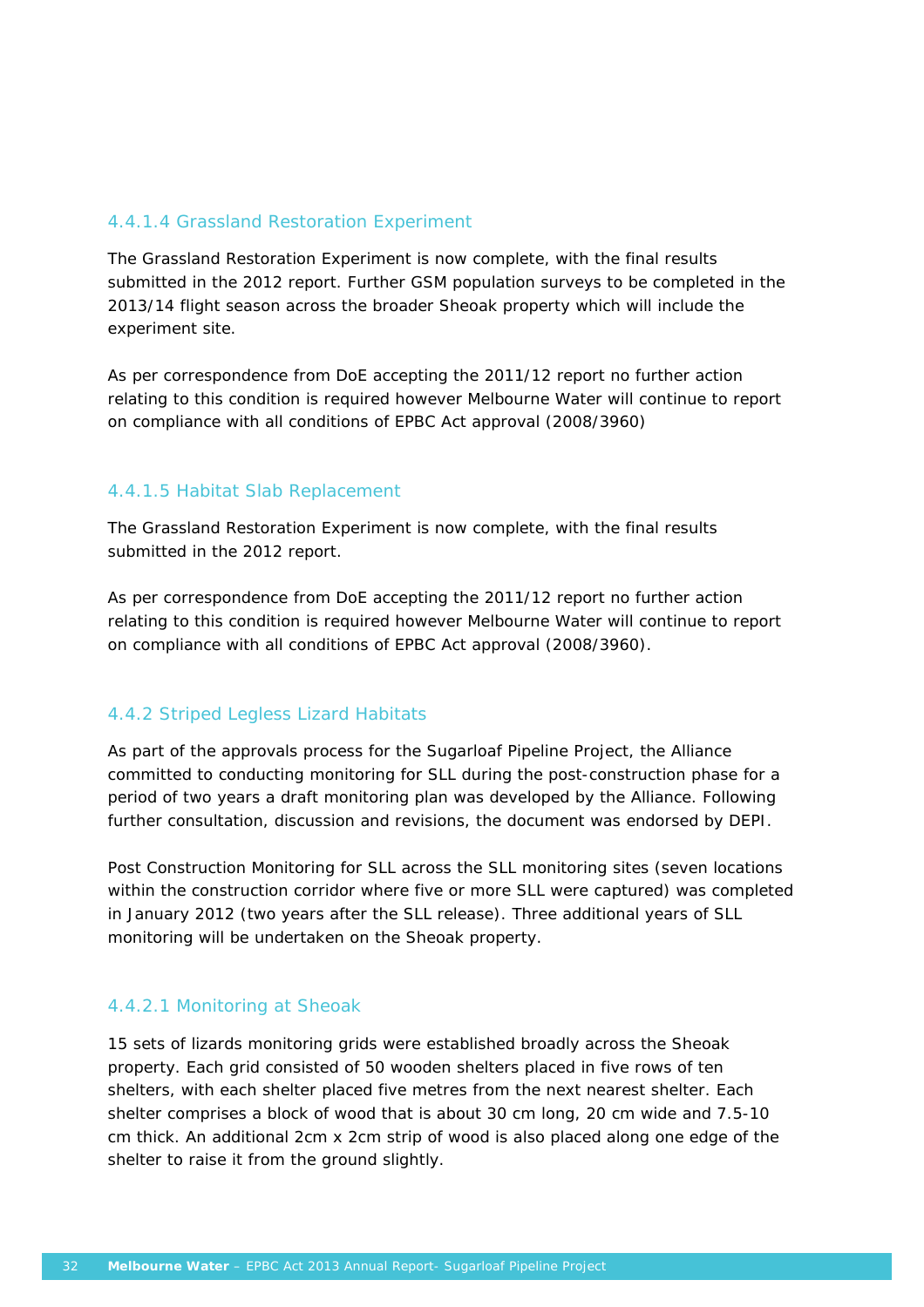#### 4.4.1.4 Grassland Restoration Experiment

The Grassland Restoration Experiment is now complete, with the final results submitted in the 2012 report. Further GSM population surveys to be completed in the 2013/14 flight season across the broader Sheoak property which will include the experiment site.

As per correspondence from DoE accepting the 2011/12 report no further action relating to this condition is required however Melbourne Water will continue to report on compliance with all conditions of EPBC Act approval (2008/3960)

#### 4.4.1.5 Habitat Slab Replacement

The Grassland Restoration Experiment is now complete, with the final results submitted in the 2012 report.

As per correspondence from DoE accepting the 2011/12 report no further action relating to this condition is required however Melbourne Water will continue to report on compliance with all conditions of EPBC Act approval (2008/3960).

### 4.4.2 Striped Legless Lizard Habitats

As part of the approvals process for the Sugarloaf Pipeline Project, the Alliance committed to conducting monitoring for SLL during the post-construction phase for a period of two years a draft monitoring plan was developed by the Alliance. Following further consultation, discussion and revisions, the document was endorsed by DEPI.

Post Construction Monitoring for SLL across the SLL monitoring sites (seven locations within the construction corridor where five or more SLL were captured) was completed in January 2012 (two years after the SLL release). Three additional years of SLL monitoring will be undertaken on the Sheoak property.

#### 4.4.2.1 Monitoring at Sheoak

15 sets of lizards monitoring grids were established broadly across the Sheoak property. Each grid consisted of 50 wooden shelters placed in five rows of ten shelters, with each shelter placed five metres from the next nearest shelter. Each shelter comprises a block of wood that is about 30 cm long, 20 cm wide and 7.5-10 cm thick. An additional 2cm x 2cm strip of wood is also placed along one edge of the shelter to raise it from the ground slightly.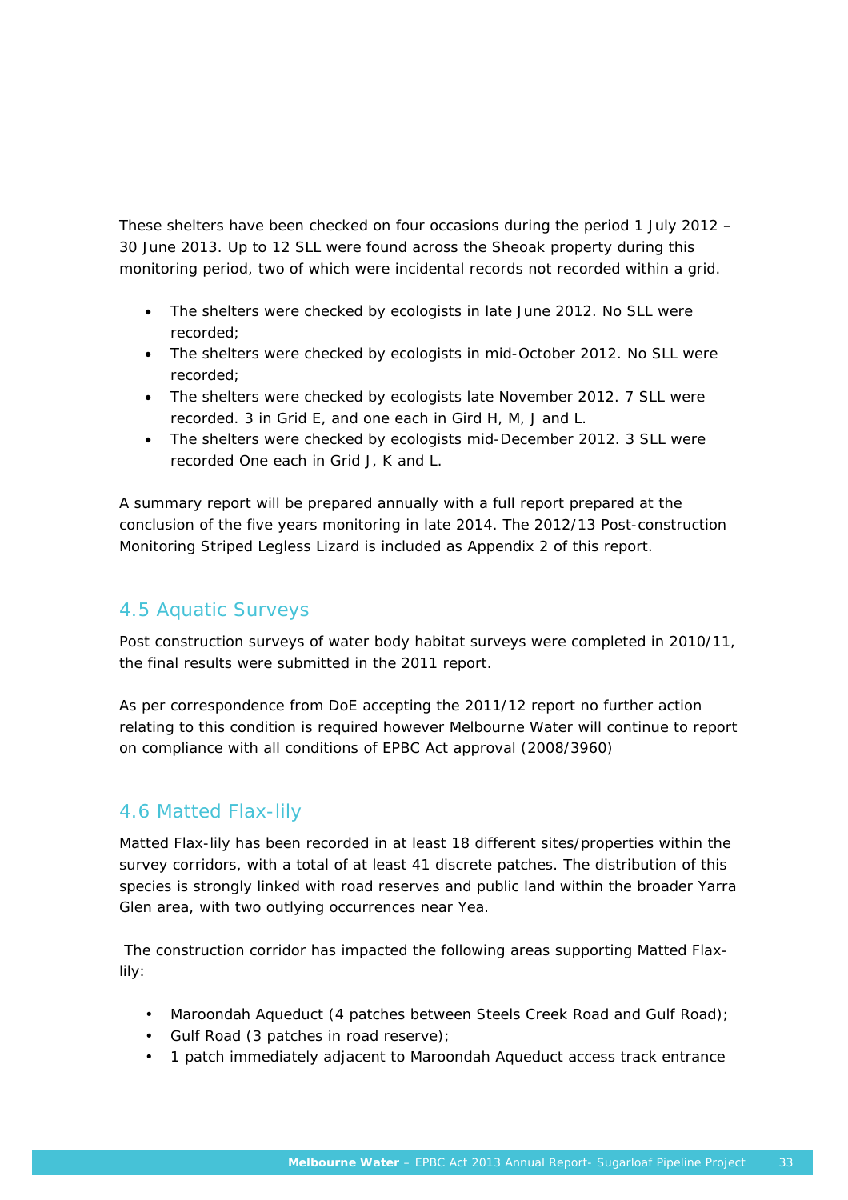These shelters have been checked on four occasions during the period 1 July 2012 – 30 June 2013. Up to 12 SLL were found across the Sheoak property during this monitoring period, two of which were incidental records not recorded within a grid.

- The shelters were checked by ecologists in late June 2012. No SLL were recorded;
- The shelters were checked by ecologists in mid-October 2012. No SLL were recorded;
- The shelters were checked by ecologists late November 2012. 7 SLL were recorded. 3 in Grid E, and one each in Gird H, M, J and L.
- The shelters were checked by ecologists mid-December 2012. 3 SLL were recorded One each in Grid J, K and L.

A summary report will be prepared annually with a full report prepared at the conclusion of the five years monitoring in late 2014. The 2012/13 Post-construction Monitoring Striped Legless Lizard is included as Appendix 2 of this report.

## 4.5 Aquatic Surveys

Post construction surveys of water body habitat surveys were completed in 2010/11, the final results were submitted in the 2011 report.

As per correspondence from DoE accepting the 2011/12 report no further action relating to this condition is required however Melbourne Water will continue to report on compliance with all conditions of EPBC Act approval (2008/3960)

## 4.6 Matted Flax-lily

Matted Flax-lily has been recorded in at least 18 different sites/properties within the survey corridors, with a total of at least 41 discrete patches. The distribution of this species is strongly linked with road reserves and public land within the broader Yarra Glen area, with two outlying occurrences near Yea.

The construction corridor has impacted the following areas supporting Matted Flax-lily:

- Maroondah Aqueduct (4 patches between Steels Creek Road and Gulf Road);
- Gulf Road (3 patches in road reserve);
- 1 patch immediately adjacent to Maroondah Aqueduct access track entrance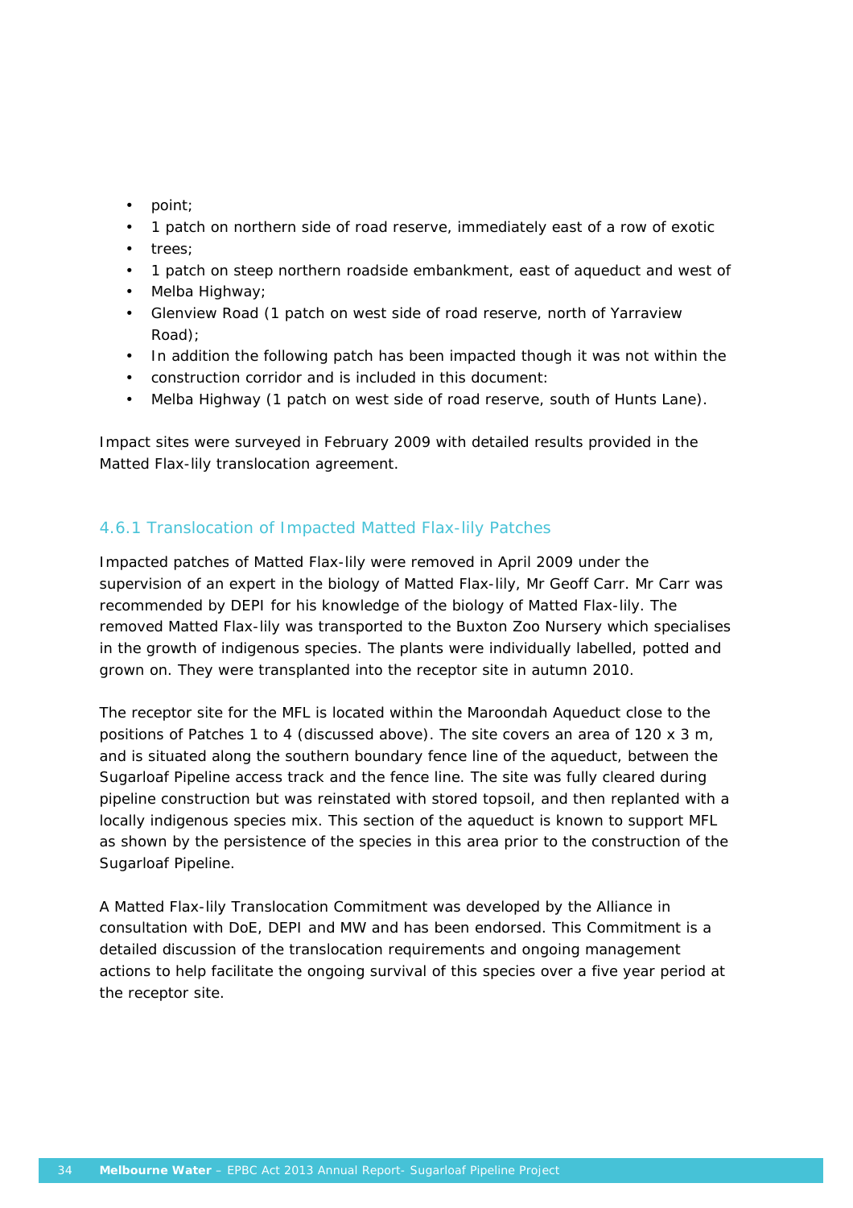- point;
- 1 patch on northern side of road reserve, immediately east of a row of exotic
- trees;
- 1 patch on steep northern roadside embankment, east of aqueduct and west of
- Melba Highway;
- Glenview Road (1 patch on west side of road reserve, north of Yarraview Road);
- In addition the following patch has been impacted though it was not within the
- construction corridor and is included in this document:
- Melba Highway (1 patch on west side of road reserve, south of Hunts Lane).

Impact sites were surveyed in February 2009 with detailed results provided in the Matted Flax-lily translocation agreement.

### 4.6.1 Translocation of Impacted Matted Flax-lily Patches

Impacted patches of Matted Flax-lily were removed in April 2009 under the supervision of an expert in the biology of Matted Flax-lily, Mr Geoff Carr. Mr Carr was recommended by DEPI for his knowledge of the biology of Matted Flax-lily. The removed Matted Flax-lily was transported to the Buxton Zoo Nursery which specialises in the growth of indigenous species. The plants were individually labelled, potted and grown on. They were transplanted into the receptor site in autumn 2010.

The receptor site for the MFL is located within the Maroondah Aqueduct close to the positions of Patches 1 to 4 (discussed above). The site covers an area of 120 x 3 m, and is situated along the southern boundary fence line of the aqueduct, between the Sugarloaf Pipeline access track and the fence line. The site was fully cleared during pipeline construction but was reinstated with stored topsoil, and then replanted with a locally indigenous species mix. This section of the aqueduct is known to support MFL as shown by the persistence of the species in this area prior to the construction of the Sugarloaf Pipeline.

A Matted Flax-lily Translocation Commitment was developed by the Alliance in consultation with DoE, DEPI and MW and has been endorsed. This Commitment is a detailed discussion of the translocation requirements and ongoing management actions to help facilitate the ongoing survival of this species over a five year period at the receptor site.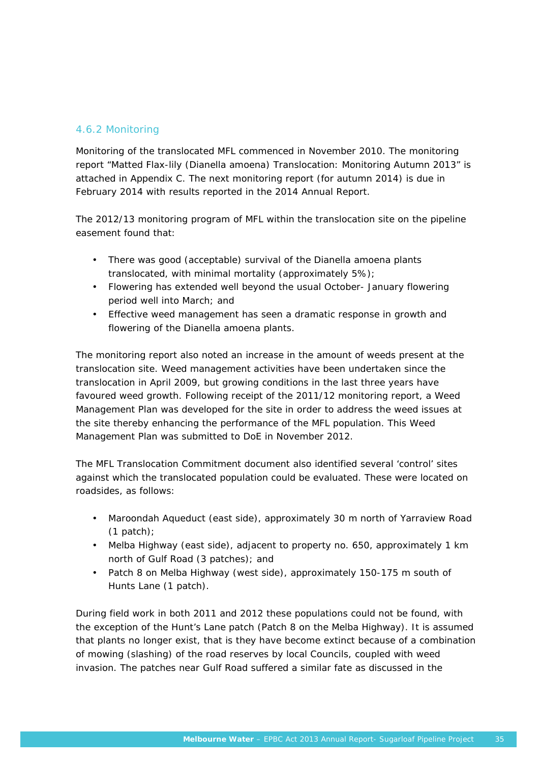### 4.6.2 Monitoring

Monitoring of the translocated MFL commenced in November 2010. The monitoring report "Matted Flax-lily (Dianella amoena) Translocation: Monitoring Autumn 2013" is attached in Appendix C. The next monitoring report (for autumn 2014) is due in February 2014 with results reported in the 2014 Annual Report.

The 2012/13 monitoring program of MFL within the translocation site on the pipeline easement found that:

- There was good (acceptable) survival of the Dianella amoena plants translocated, with minimal mortality (approximately 5%);
- Flowering has extended well beyond the usual October- January flowering period well into March; and
- Effective weed management has seen a dramatic response in growth and flowering of the Dianella amoena plants.

The monitoring report also noted an increase in the amount of weeds present at the translocation site. Weed management activities have been undertaken since the translocation in April 2009, but growing conditions in the last three years have favoured weed growth. Following receipt of the 2011/12 monitoring report, a Weed Management Plan was developed for the site in order to address the weed issues at the site thereby enhancing the performance of the MFL population. This Weed Management Plan was submitted to DoE in November 2012.

The MFL Translocation Commitment document also identified several 'control' sites against which the translocated population could be evaluated. These were located on roadsides, as follows:

- Maroondah Aqueduct (east side), approximately 30 m north of Yarraview Road (1 patch);
- Melba Highway (east side), adjacent to property no. 650, approximately 1 km north of Gulf Road (3 patches); and
- Patch 8 on Melba Highway (west side), approximately 150-175 m south of Hunts Lane (1 patch).

During field work in both 2011 and 2012 these populations could not be found, with the exception of the Hunt's Lane patch (Patch 8 on the Melba Highway). It is assumed that plants no longer exist, that is they have become extinct because of a combination of mowing (slashing) of the road reserves by local Councils, coupled with weed invasion. The patches near Gulf Road suffered a similar fate as discussed in the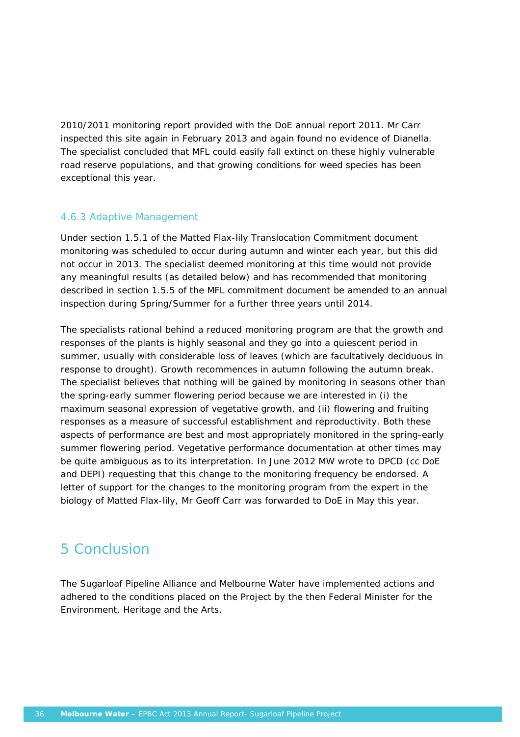2010/2011 monitoring report provided with the DoE annual report 2011. Mr Carr inspected this site again in February 2013 and again found no evidence of Dianella. The specialist concluded that MFL could easily fall extinct on these highly vulnerable road reserve populations, and that growing conditions for weed species has been exceptional this year.

### 4.6.3 Adaptive Management

Under section 1.5.1 of the Matted Flax-lily Translocation Commitment document monitoring was scheduled to occur during autumn and winter each year, but this did not occur in 2013. The specialist deemed monitoring at this time would not provide any meaningful results (as detailed below) and has recommended that monitoring described in section 1.5.5 of the MFL commitment document be amended to an annual inspection during Spring/Summer for a further three years until 2014.

The specialists rational behind a reduced monitoring program are that the growth and responses of the plants is highly seasonal and they go into a quiescent period in summer, usually with considerable loss of leaves (which are facultatively deciduous in response to drought). Growth recommences in autumn following the autumn break. The specialist believes that nothing will be gained by monitoring in seasons other than the spring-early summer flowering period because we are interested in (i) the maximum seasonal expression of vegetative growth, and (ii) flowering and fruiting responses as a measure of successful establishment and reproductivity. Both these aspects of performance are best and most appropriately monitored in the spring-early summer flowering period. Vegetative performance documentation at other times may be quite ambiguous as to its interpretation. In June 2012 MW wrote to DPCD (cc DoE and DEPI) requesting that this change to the monitoring frequency be endorsed. A letter of support for the changes to the monitoring program from the expert in the biology of Matted Flax-lily, Mr Geoff Carr was forwarded to DoE in May this year.

# 5 Conclusion

The Sugarloaf Pipeline Alliance and Melbourne Water have implemented actions and adhered to the conditions placed on the Project by the then Federal Minister for the Environment, Heritage and the Arts.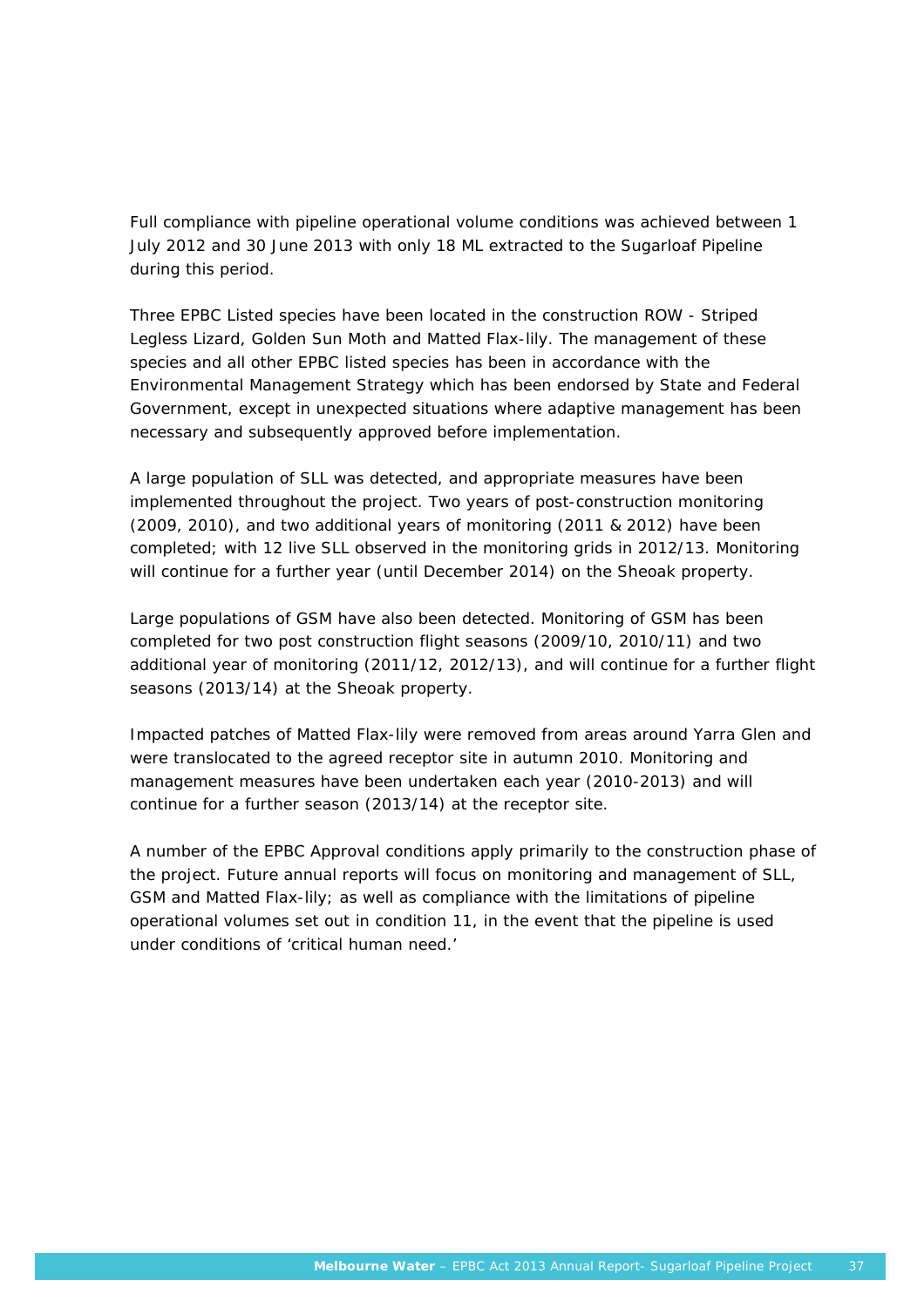Full compliance with pipeline operational volume conditions was achieved between 1 July 2012 and 30 June 2013 with only 18 ML extracted to the Sugarloaf Pipeline during this period.

Three EPBC Listed species have been located in the construction ROW - Striped Legless Lizard, Golden Sun Moth and Matted Flax-lily. The management of these species and all other EPBC listed species has been in accordance with the Environmental Management Strategy which has been endorsed by State and Federal Government, except in unexpected situations where adaptive management has been necessary and subsequently approved before implementation.

A large population of SLL was detected, and appropriate measures have been implemented throughout the project. Two years of post-construction monitoring (2009, 2010), and two additional years of monitoring (2011 & 2012) have been completed; with 12 live SLL observed in the monitoring grids in 2012/13. Monitoring will continue for a further year (until December 2014) on the Sheoak property.

Large populations of GSM have also been detected. Monitoring of GSM has been completed for two post construction flight seasons (2009/10, 2010/11) and two additional year of monitoring (2011/12, 2012/13), and will continue for a further flight seasons (2013/14) at the Sheoak property.

Impacted patches of Matted Flax-lily were removed from areas around Yarra Glen and were translocated to the agreed receptor site in autumn 2010. Monitoring and management measures have been undertaken each year (2010-2013) and will continue for a further season (2013/14) at the receptor site.

A number of the EPBC Approval conditions apply primarily to the construction phase of the project. Future annual reports will focus on monitoring and management of SLL, GSM and Matted Flax-lily; as well as compliance with the limitations of pipeline operational volumes set out in condition 11, in the event that the pipeline is used under conditions of 'critical human need.'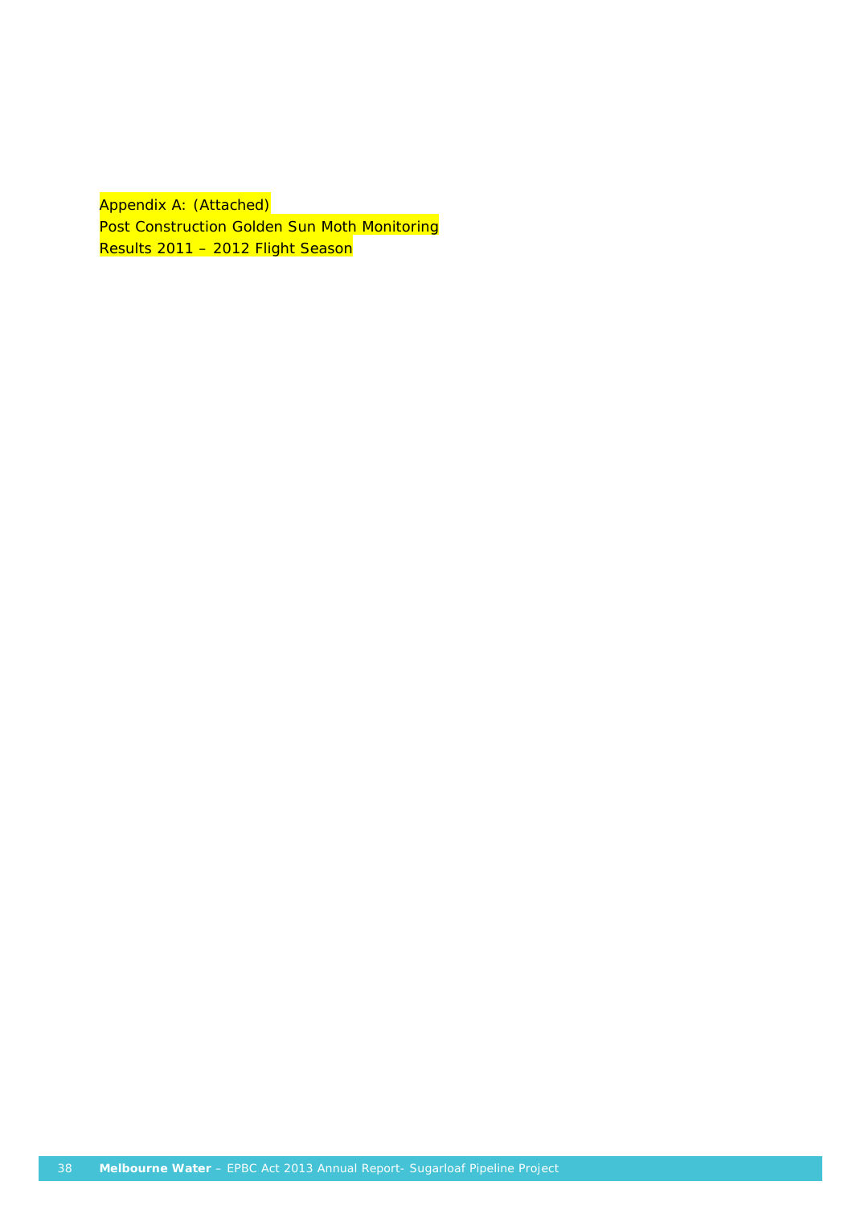Appendix A: (Attached)
Post Construction Golden Sun Moth Monitoring
Results 2011 – 2012 Flight Season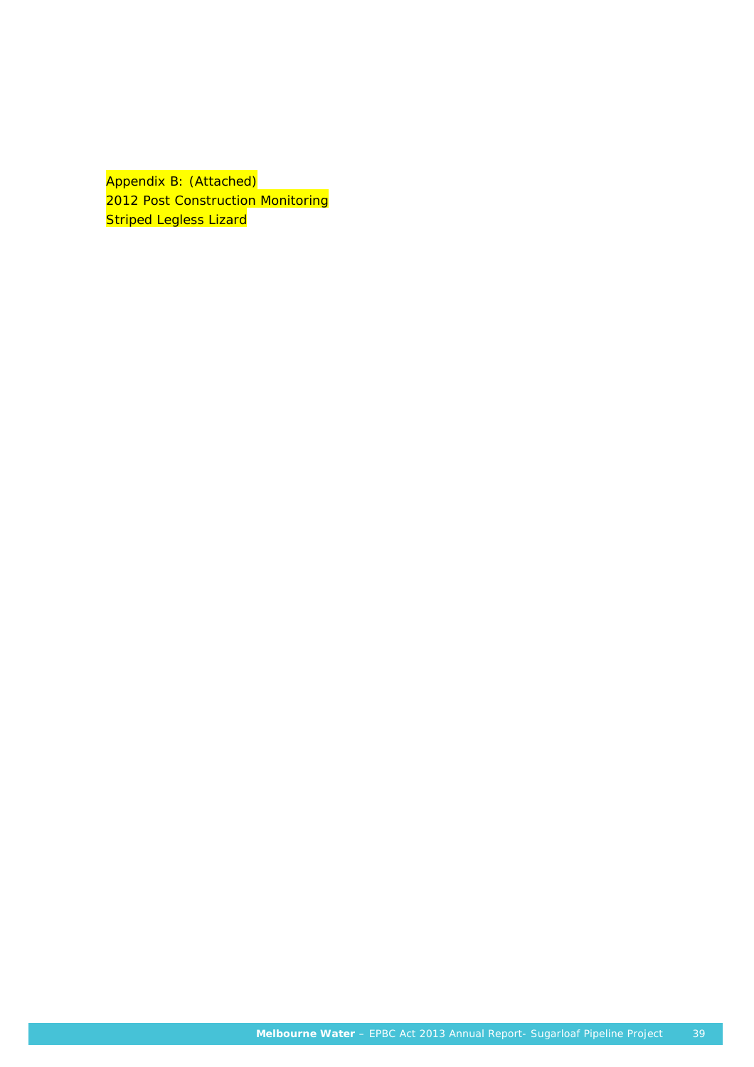Appendix B: (Attached)
2012 Post Construction Monitoring
Striped Legless Lizard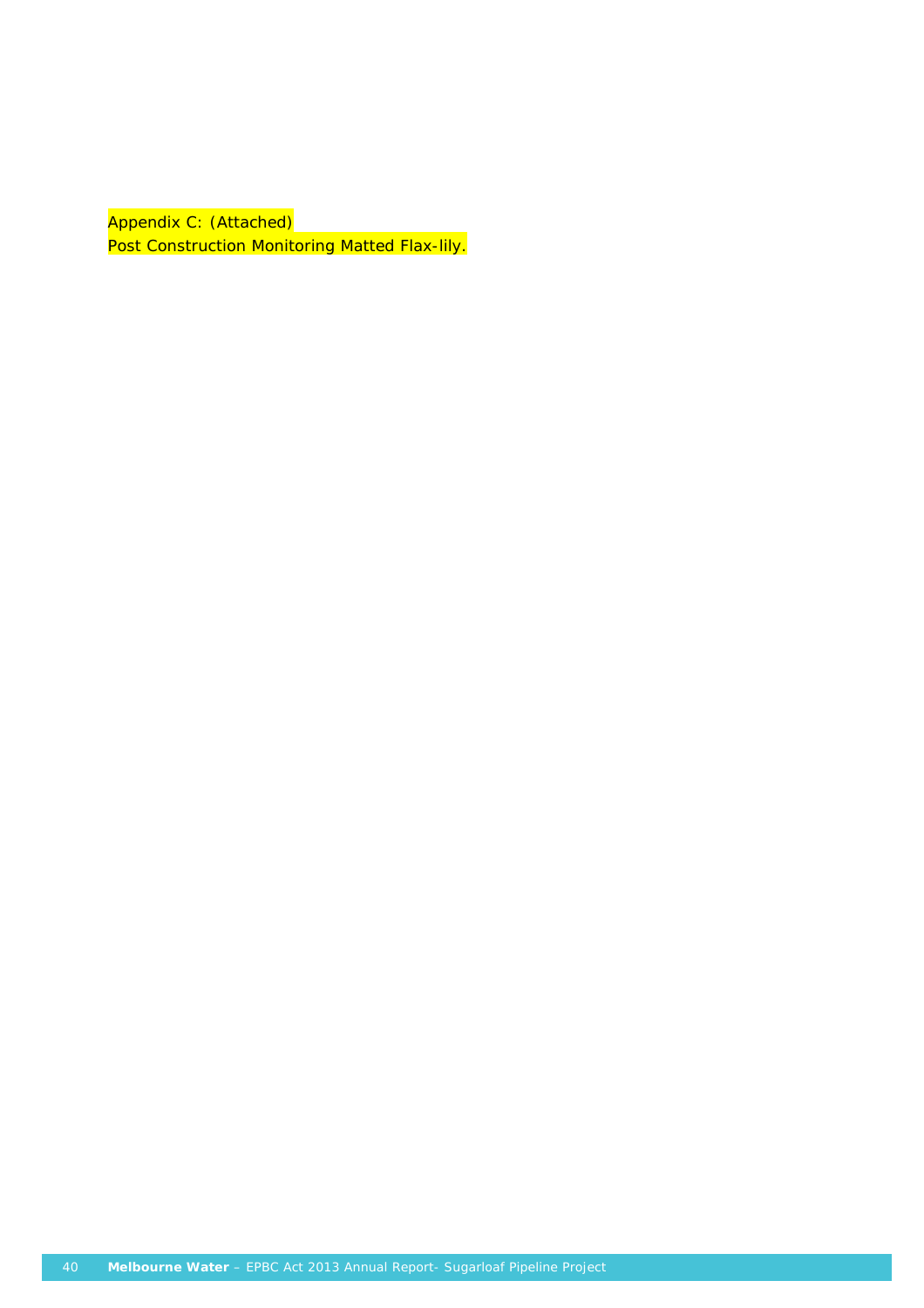Appendix C: (Attached)
Post Construction Monitoring Matted Flax-lily.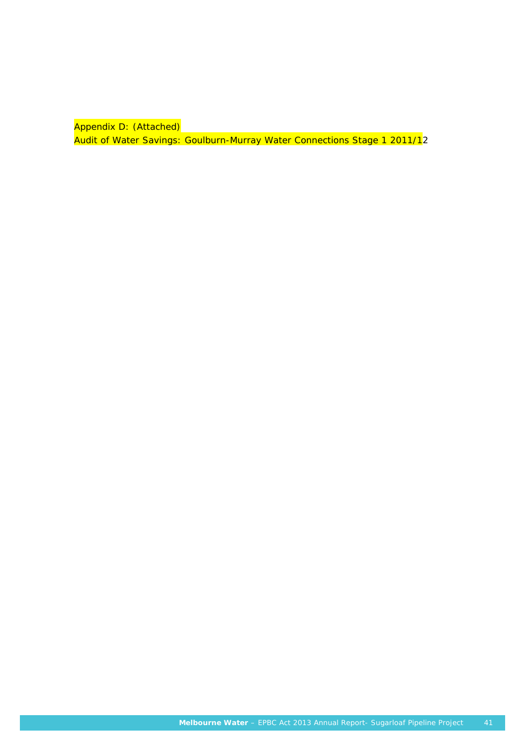Appendix D: (Attached)

Audit of Water Savings: Goulburn-Murray Water Connections Stage 1 2011/12